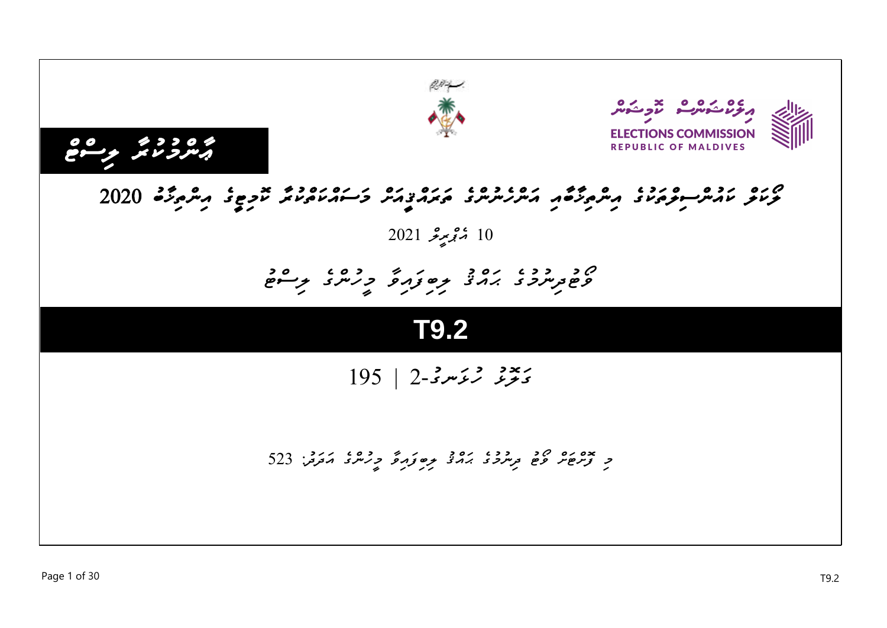ބިސްމިއްލާހިއްރަޙްމާނިއްރަޙީމް

އިލެކްޝަންސް ކޮމިޝަން

ELECTIONS COMMISSION
REPUBLIC OF MALDIVES

އަންދާޒާ ލިސްޓް

# ލޯކަލް ކައުންސިލްތަކުގެ އިންތިޚާބާއި އަންހެނުންގެ ތަރައްޤީއަށް މަސައްކަތްކުރާ ކޮމިޓީގެ އިންތިޚާބު 2020

10 އޭޕްރިލް 2021

ވޯޓުދިނުމުގެ ހައްޤު ލިބިފައިވާ މީހުންގެ ލިސްޓު

# T9.2

ގދ. ހުވަދޫ-2 | 195

މި ފޯމްބަން ވޯޓު ދިނުމުގެ ހައްޤު ލިބިފައިވާ މީހުންގެ އަދަދު: 523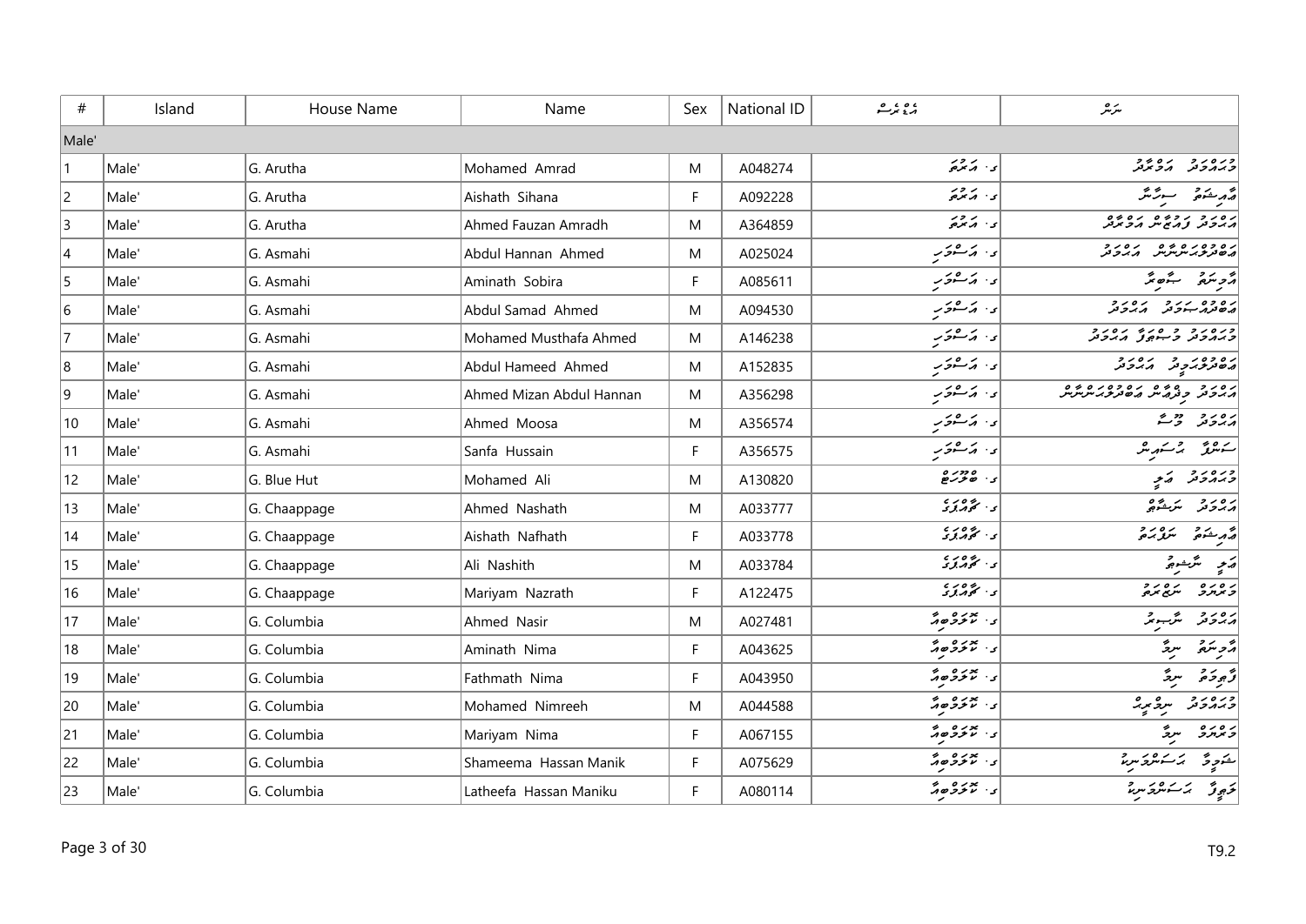| # | Island | House Name | Name | Sex | National ID | ދާއިރާ | ނަން |
|---|---|---|---|---|---|---|---|
| Male' | | | | | | | |
| 1 | Male' | G. Arutha | Mohamed Amrad | M | A048274 | ގ. އަރުތަ | މުހައްމަދު އަމްރާދު |
| 2 | Male' | G. Arutha | Aishath Sihana | F | A092228 | ގ. އަރުތަ | އާއިޝަތު ސިހާނާ |
| 3 | Male' | G. Arutha | Ahmed Fauzan Amradh | M | A364859 | ގ. އަރުތަ | އަހުމަދު ފައުޒާން އަމްރާދު |
| 4 | Male' | G. Asmahi | Abdul Hannan Ahmed | M | A025024 | ގ. އަސްމަހި | އަބްދުލްހަންނާން އަހުމަދު |
| 5 | Male' | G. Asmahi | Aminath Sobira | F | A085611 | ގ. އަސްމަހި | އާމިނަތު ޞާބިރާ |
| 6 | Male' | G. Asmahi | Abdul Samad Ahmed | M | A094530 | ގ. އަސްމަހި | އަބްދުއްޞަމަދު އަހުމަދު |
| 7 | Male' | G. Asmahi | Mohamed Musthafa Ahmed | M | A146238 | ގ. އަސްމަހި | މުހައްމަދު މުސްތަފާ އަހުމަދު |
| 8 | Male' | G. Asmahi | Abdul Hameed Ahmed | M | A152835 | ގ. އަސްމަހި | އަބްދުލްހަމީދު އަހުމަދު |
| 9 | Male' | G. Asmahi | Ahmed Mizan Abdul Hannan | M | A356298 | ގ. އަސްމަހި | އަހުމަދު މީޒާން އަބްދުލްހަންނާން |
| 10 | Male' | G. Asmahi | Ahmed Moosa | M | A356574 | ގ. އަސްމަހި | އަހުމަދު މޫސާ |
| 11 | Male' | G. Asmahi | Sanfa Hussain | F | A356575 | ގ. އަސްމަހި | ސަންފާ ހުސައިން |
| 12 | Male' | G. Blue Hut | Mohamed Ali | M | A130820 | ގ. ބްލޫހަޓް | މުހައްމަދު ޢަލީ |
| 13 | Male' | G. Chaappage | Ahmed Nashath | M | A033777 | ގ. ޗާއްޕަގެ | އަހުމަދު ނަޝާތު |
| 14 | Male' | G. Chaappage | Aishath Nafhath | F | A033778 | ގ. ޗާއްޕަގެ | އާއިޝަތު ނަފްހަތު |
| 15 | Male' | G. Chaappage | Ali Nashith | M | A033784 | ގ. ޗާއްޕަގެ | ޢަލީ ނާޝިތު |
| 16 | Male' | G. Chaappage | Mariyam Nazrath | F | A122475 | ގ. ޗާއްޕަގެ | މަރިޔަމް ނަޒްރަތު |
| 17 | Male' | G. Columbia | Ahmed Nasir | M | A027481 | ގ. ކޮލަމްބިއާ | އަހުމަދު ނާޞިރު |
| 18 | Male' | G. Columbia | Aminath Nima | F | A043625 | ގ. ކޮލަމްބިއާ | އާމިނަތު ނިމާ |
| 19 | Male' | G. Columbia | Fathmath Nima | F | A043950 | ގ. ކޮލަމްބިއާ | ފާތިމަތު ނިމާ |
| 20 | Male' | G. Columbia | Mohamed Nimreeh | M | A044588 | ގ. ކޮލަމްބިއާ | މުހައްމަދު ނިމްރީހު |
| 21 | Male' | G. Columbia | Mariyam Nima | F | A067155 | ގ. ކޮލަމްބިއާ | މަރިޔަމް ނިމާ |
| 22 | Male' | G. Columbia | Shameema Hassan Manik | F | A075629 | ގ. ކޮލަމްބިއާ | ޝަމީމާ ހަސަންމަނިކު |
| 23 | Male' | G. Columbia | Latheefa Hassan Maniku | F | A080114 | ގ. ކޮލަމްބިއާ | ލަތީފާ ހަސަންމަނިކު |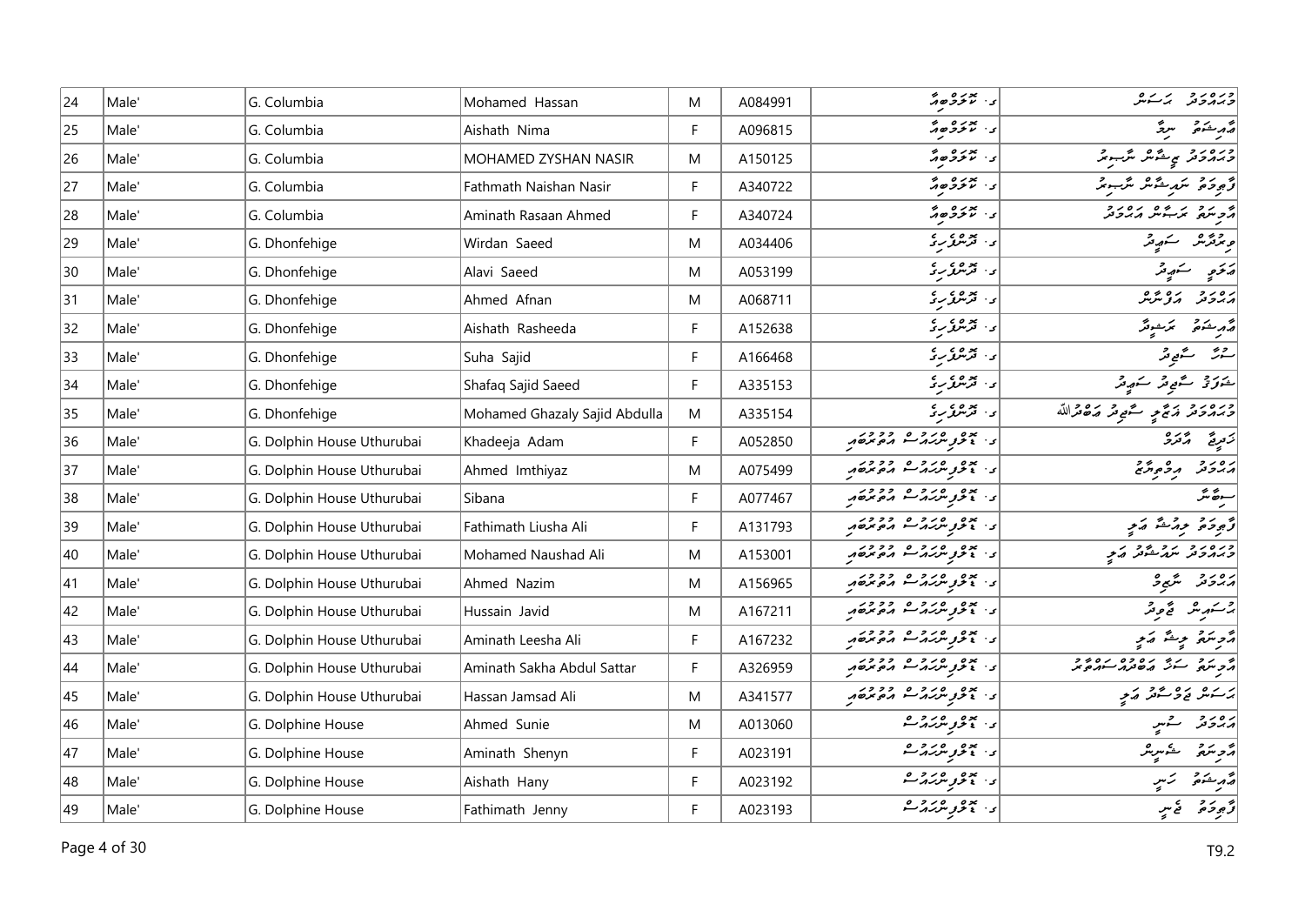| 24 | Male' | G. Columbia | Mohamed Hassan | M | A084991 | ގ. ކޮލަމްބިއާ | މުހައްމަދު ހަސަން |
|---|---|---|---|---|---|---|---|
| 25 | Male' | G. Columbia | Aishath Nima | F | A096815 | ގ. ކޮލަމްބިއާ | އައިޝަތު ނިމާ |
| 26 | Male' | G. Columbia | MOHAMED ZYSHAN NASIR | M | A150125 | ގ. ކޮލަމްބިއާ | މުހައްމަދު ޒީޝާން ނާސިރު |
| 27 | Male' | G. Columbia | Fathmath Naishan Nasir | F | A340722 | ގ. ކޮލަމްބިއާ | ފާތިމަތު ނައިޝާން ނާސިރު |
| 28 | Male' | G. Columbia | Aminath Rasaan Ahmed | F | A340724 | ގ. ކޮލަމްބިއާ | އާމިނަތު ރަސާން އަހުމަދު |
| 29 | Male' | G. Dhonfehige | Wirdan Saeed | M | A034406 | ގ. ދޮންފެހިގެ | ވިރުދާން ސައީދު |
| 30 | Male' | G. Dhonfehige | Alavi Saeed | M | A053199 | ގ. ދޮންފެހިގެ | އަލަވީ ސައީދު |
| 31 | Male' | G. Dhonfehige | Ahmed Afnan | M | A068711 | ގ. ދޮންފެހިގެ | އަހުމަދު އަފްނާން |
| 32 | Male' | G. Dhonfehige | Aishath Rasheeda | F | A152638 | ގ. ދޮންފެހިގެ | އައިޝަތު ރަޝީދާ |
| 33 | Male' | G. Dhonfehige | Suha Sajid | F | A166468 | ގ. ދޮންފެހިގެ | ސުހާ ސާޖިދު |
| 34 | Male' | G. Dhonfehige | Shafaq Sajid Saeed | F | A335153 | ގ. ދޮންފެހިގެ | ޝަފަޤު ސާޖިދު ސައީދު |
| 35 | Male' | G. Dhonfehige | Mohamed Ghazaly Sajid Abdulla | M | A335154 | ގ. ދޮންފެހިގެ | މުހައްމަދު ޣައްޒާލީ ސާޖިދު އަބްދުﷲ |
| 36 | Male' | G. Dolphin House Uthurubai | Khadeeja Adam | F | A052850 | ގ. ޑޮލްފިންހައުސް އުތުރުބައި | ޚަދީޖާ އާދަމް |
| 37 | Male' | G. Dolphin House Uthurubai | Ahmed Imthiyaz | M | A075499 | ގ. ޑޮލްފިންހައުސް އުތުރުބައި | އަހުމަދު އިމްތިޔާޒު |
| 38 | Male' | G. Dolphin House Uthurubai | Sibana | F | A077467 | ގ. ޑޮލްފިންހައުސް އުތުރުބައި | ސިބާނާ |
| 39 | Male' | G. Dolphin House Uthurubai | Fathimath Liusha Ali | F | A131793 | ގ. ޑޮލްފިންހައުސް އުތުރުބައި | ފާތިމަތު ލިއުޝާ އަލީ |
| 40 | Male' | G. Dolphin House Uthurubai | Mohamed Naushad Ali | M | A153001 | ގ. ޑޮލްފިންހައުސް އުތުރުބައި | މުހައްމަދު ނައުޝާދު އަލީ |
| 41 | Male' | G. Dolphin House Uthurubai | Ahmed Nazim | M | A156965 | ގ. ޑޮލްފިންހައުސް އުތުރުބައި | އަހުމަދު ނާޒިމް |
| 42 | Male' | G. Dolphin House Uthurubai | Hussain Javid | M | A167211 | ގ. ޑޮލްފިންހައުސް އުތުރުބައި | ހުސައިން ޖާވިދު |
| 43 | Male' | G. Dolphin House Uthurubai | Aminath Leesha Ali | F | A167232 | ގ. ޑޮލްފިންހައުސް އުތުރުބައި | އާމިނަތު ލީޝާ އަލީ |
| 44 | Male' | G. Dolphin House Uthurubai | Aminath Sakha Abdul Sattar | F | A326959 | ގ. ޑޮލްފިންހައުސް އުތުރުބައި | އާމިނަތު ސަޚާ އަބްދުލްސައްތާރު |
| 45 | Male' | G. Dolphin House Uthurubai | Hassan Jamsad Ali | M | A341577 | ގ. ޑޮލްފިންހައުސް އުތުރުބައި | ހަސަން ޖަމްސާދު އަލީ |
| 46 | Male' | G. Dolphine House | Ahmed Sunie | M | A013060 | ގ. ޑޮލްފިންހައުސް | އަހުމަދު ސުނީ |
| 47 | Male' | G. Dolphine House | Aminath Shenyn | F | A023191 | ގ. ޑޮލްފިންހައުސް | އާމިނަތު ޝެނިން |
| 48 | Male' | G. Dolphine House | Aishath Hany | F | A023192 | ގ. ޑޮލްފިންހައުސް | އައިޝަތު ހަނީ |
| 49 | Male' | G. Dolphine House | Fathimath Jenny | F | A023193 | ގ. ޑޮލްފިންހައުސް | ފާތިމަތު ޖެނީ |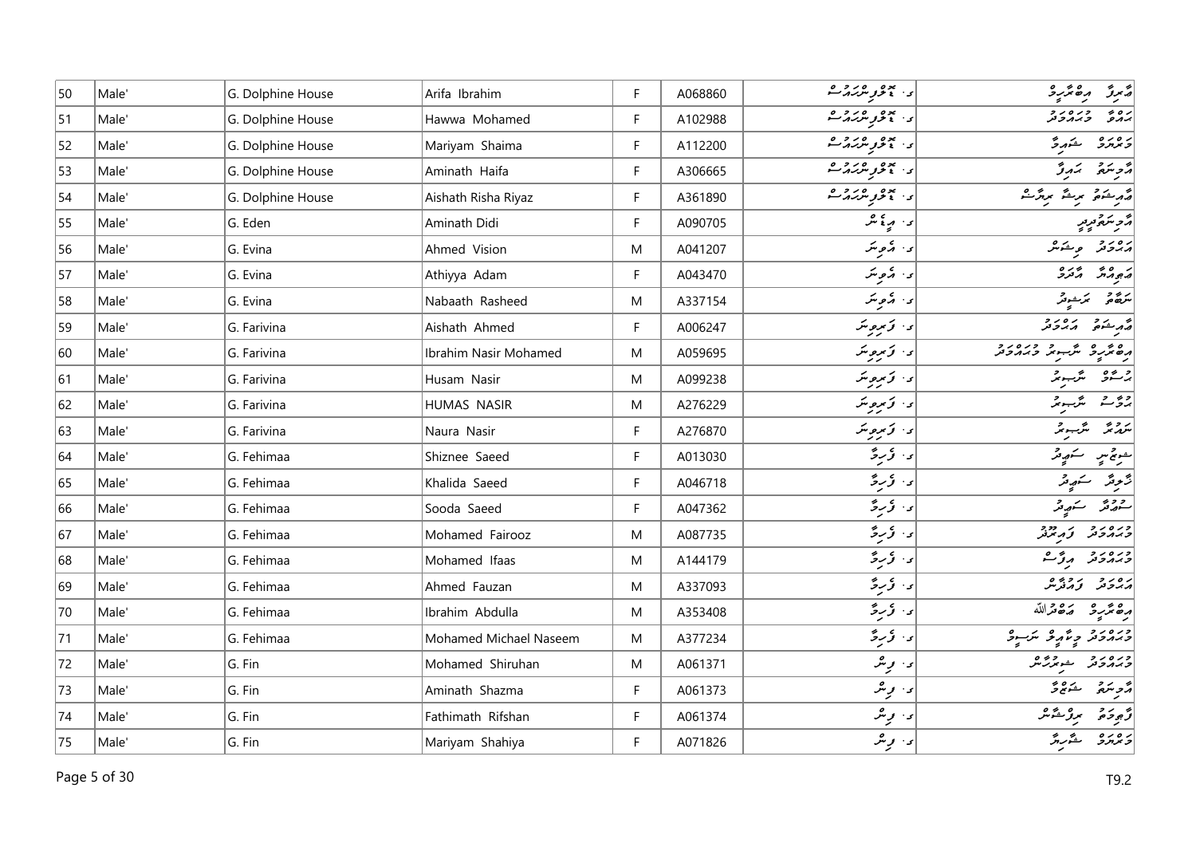| 50 | Male' | G. Dolphine House | Arifa Ibrahim | F | A068860 | ގ. ޑޮލްފިންހައުސް | އާރިފާ އިބްރާހީމް |
|---|---|---|---|---|---|---|---|
| 51 | Male' | G. Dolphine House | Hawwa Mohamed | F | A102988 | ގ. ޑޮލްފިންހައުސް | ހައްވާ މުޙައްމަދު |
| 52 | Male' | G. Dolphine House | Mariyam Shaima | F | A112200 | ގ. ޑޮލްފިންހައުސް | މަރިޔަމް ޝައިމާ |
| 53 | Male' | G. Dolphine House | Aminath Haifa | F | A306665 | ގ. ޑޮލްފިންހައުސް | އާމިނަތު ހައިފާ |
| 54 | Male' | G. Dolphine House | Aishath Risha Riyaz | F | A361890 | ގ. ޑޮލްފިންހައުސް | އާއިޝަތު ރިޝާ ރިޔާޒް |
| 55 | Male' | G. Eden | Aminath Didi | F | A090705 | ގ. އީޑެން | އާމިނަތުދީދީ |
| 56 | Male' | G. Evina | Ahmed Vision | M | A041207 | ގ. އެވިނާ | އަޙްމަދު ވިޝަން |
| 57 | Male' | G. Evina | Athiyya Adam | F | A043470 | ގ. އެވިނާ | އަތިއްޔާ އާދަމް |
| 58 | Male' | G. Evina | Nabaath Rasheed | M | A337154 | ގ. އެވިނާ | ނަބާތު ރަޝީދު |
| 59 | Male' | G. Farivina | Aishath Ahmed | F | A006247 | ގ. ފަރިވިނާ | އާއިޝަތު އަޙްމަދު |
| 60 | Male' | G. Farivina | Ibrahim Nasir Mohamed | M | A059695 | ގ. ފަރިވިނާ | އިބްރާހީމް ނާސިރު މުޙައްމަދު |
| 61 | Male' | G. Farivina | Husam Nasir | M | A099238 | ގ. ފަރިވިނާ | ޙުސާމް ނާސިރު |
| 62 | Male' | G. Farivina | HUMAS NASIR | M | A276229 | ގ. ފަރިވިނާ | ހުމާސް ނާސިރު |
| 63 | Male' | G. Farivina | Naura Nasir | F | A276870 | ގ. ފަރިވިނާ | ނައުރާ ނާސިރު |
| 64 | Male' | G. Fehimaa | Shiznee Saeed | F | A013030 | ގ. ފެހިމާ | ޝިޒްނީ ސަޢީދު |
| 65 | Male' | G. Fehimaa | Khalida Saeed | F | A046718 | ގ. ފެހިމާ | ޚާލިދާ ސަޢީދު |
| 66 | Male' | G. Fehimaa | Sooda Saeed | F | A047362 | ގ. ފެހިމާ | ސޫދާ ސަޢީދު |
| 67 | Male' | G. Fehimaa | Mohamed Fairooz | M | A087735 | ގ. ފެހިމާ | މުޙައްމަދު ފައިރޫޒު |
| 68 | Male' | G. Fehimaa | Mohamed Ifaas | M | A144179 | ގ. ފެހިމާ | މުޙައްމަދު އިފާސް |
| 69 | Male' | G. Fehimaa | Ahmed Fauzan | M | A337093 | ގ. ފެހިމާ | އަޙްމަދު ފައުޒާން |
| 70 | Male' | G. Fehimaa | Ibrahim Abdulla | M | A353408 | ގ. ފެހިމާ | އިބްރާހީމް އަބްދުﷲ |
| 71 | Male' | G. Fehimaa | Mohamed Michael Naseem | M | A377234 | ގ. ފެހިމާ | މުޙައްމަދު މިކާއިލް ނަސީމް |
| 72 | Male' | G. Fin | Mohamed Shiruhan | M | A061371 | ގ. ފިން | މުޙައްމަދު ޝިރުހާން |
| 73 | Male' | G. Fin | Aminath Shazma | F | A061373 | ގ. ފިން | އާމިނަތު ޝަޒްމާ |
| 74 | Male' | G. Fin | Fathimath Rifshan | F | A061374 | ގ. ފިން | ފާތިމަތު ރިފްޝާން |
| 75 | Male' | G. Fin | Mariyam Shahiya | F | A071826 | ގ. ފިން | މަރިޔަމް ޝާހިޔާ |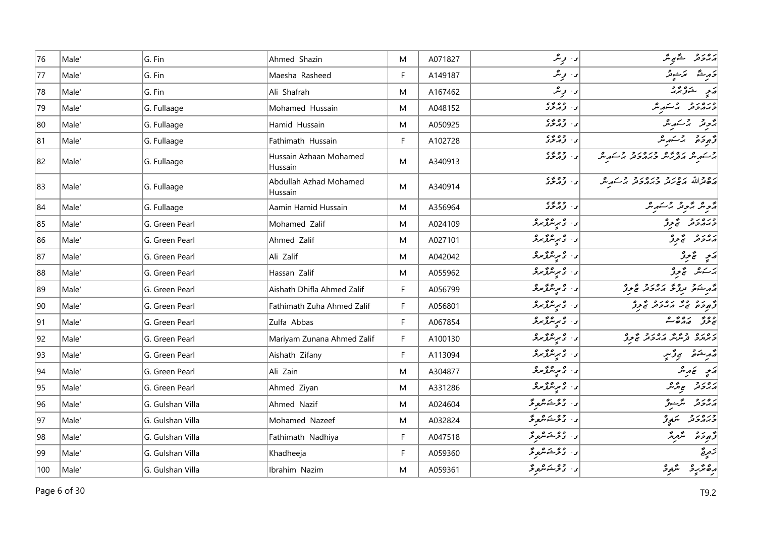| 76 | Male' | G. Fin | Ahmed Shazin | M | A071827 | ގ. ފިން | އަހުމަދު ޝާޒިން |
|---|---|---|---|---|---|---|---|
| 77 | Male' | G. Fin | Maesha Rasheed | F | A149187 | ގ. ފިން | މައިޝާ ރަޝީދު |
| 78 | Male' | G. Fin | Ali Shafrah | M | A167462 | ގ. ފިން | އަލި ޝަފްރާހު |
| 79 | Male' | G. Fullaage | Mohamed Hussain | M | A048152 | ގ. ފުއްލާގެ | މުހައްމަދު ހުސައިން |
| 80 | Male' | G. Fullaage | Hamid Hussain | M | A050925 | ގ. ފުއްލާގެ | ހާމިދު ހުސައިން |
| 81 | Male' | G. Fullaage | Fathimath Hussain | F | A102728 | ގ. ފުއްލާގެ | ފާތިމަތު ހުސައިން |
| 82 | Male' | G. Fullaage | Hussain Azhaan Mohamed Hussain | M | A340913 | ގ. ފުއްލާގެ | ހުސައިން އަޒްހާން މުހައްމަދު ހުސައިން |
| 83 | Male' | G. Fullaage | Abdullah Azhad Mohamed Hussain | M | A340914 | ގ. ފުއްލާގެ | އަބްދުﷲ އަޒްހަދު މުހައްމަދު ހުސައިން |
| 84 | Male' | G. Fullaage | Aamin Hamid Hussain | M | A356964 | ގ. ފުއްލާގެ | އާމިން ހާމިދު ހުސައިން |
| 85 | Male' | G. Green Pearl | Mohamed Zalif | M | A024109 | ގ. ގުރީންޕާރލް | މުހައްމަދު ޒާލިފު |
| 86 | Male' | G. Green Pearl | Ahmed Zalif | M | A027101 | ގ. ގުރީންޕާރލް | އަހުމަދު ޒާލިފު |
| 87 | Male' | G. Green Pearl | Ali Zalif | M | A042042 | ގ. ގުރީންޕާރލް | އަލި ޒާލިފު |
| 88 | Male' | G. Green Pearl | Hassan Zalif | M | A055962 | ގ. ގުރީންޕާރލް | ހަސަން ޒާލިފު |
| 89 | Male' | G. Green Pearl | Aishath Dhifla Ahmed Zalif | F | A056799 | ގ. ގުރީންޕާރލް | އައިޝަތު ދިފްލާ އަހުމަދު ޒާލިފު |
| 90 | Male' | G. Green Pearl | Fathimath Zuha Ahmed Zalif | F | A056801 | ގ. ގުރީންޕާރލް | ފާތިމަތު ޒުހާ އަހުމަދު ޒާލިފު |
| 91 | Male' | G. Green Pearl | Zulfa Abbas | F | A067854 | ގ. ގުރީންޕާރލް | ޒުލްފާ އައްބާސް |
| 92 | Male' | G. Green Pearl | Mariyam Zunana Ahmed Zalif | F | A100130 | ގ. ގުރީންޕާރލް | މަރިޔަމް ޒުނާނާ އަހުމަދު ޒާލިފު |
| 93 | Male' | G. Green Pearl | Aishath Zifany | F | A113094 | ގ. ގުރީންޕާރލް | އައިޝަތު ޒިފާނީ |
| 94 | Male' | G. Green Pearl | Ali Zain | M | A304877 | ގ. ގުރީންޕާރލް | އަލި ޒައިން |
| 95 | Male' | G. Green Pearl | Ahmed Ziyan | M | A331286 | ގ. ގުރީންޕާރލް | އަހުމަދު ޒިޔާން |
| 96 | Male' | G. Gulshan Villa | Ahmed Nazif | M | A024604 | ގ. ގުލްޝަންވިލާ | އަހުމަދު ނާޒިފު |
| 97 | Male' | G. Gulshan Villa | Mohamed Nazeef | M | A032824 | ގ. ގުލްޝަންވިލާ | މުހައްމަދު ނަޒީފު |
| 98 | Male' | G. Gulshan Villa | Fathimath Nadhiya | F | A047518 | ގ. ގުލްޝަންވިލާ | ފާތިމަތު ނާދިޔާ |
| 99 | Male' | G. Gulshan Villa | Khadheeja | F | A059360 | ގ. ގުލްޝަންވިލާ | ޚަދީޖާ |
| 100 | Male' | G. Gulshan Villa | Ibrahim Nazim | M | A059361 | ގ. ގުލްޝަންވިލާ | އިބްރާހީމް ނާޒިމް |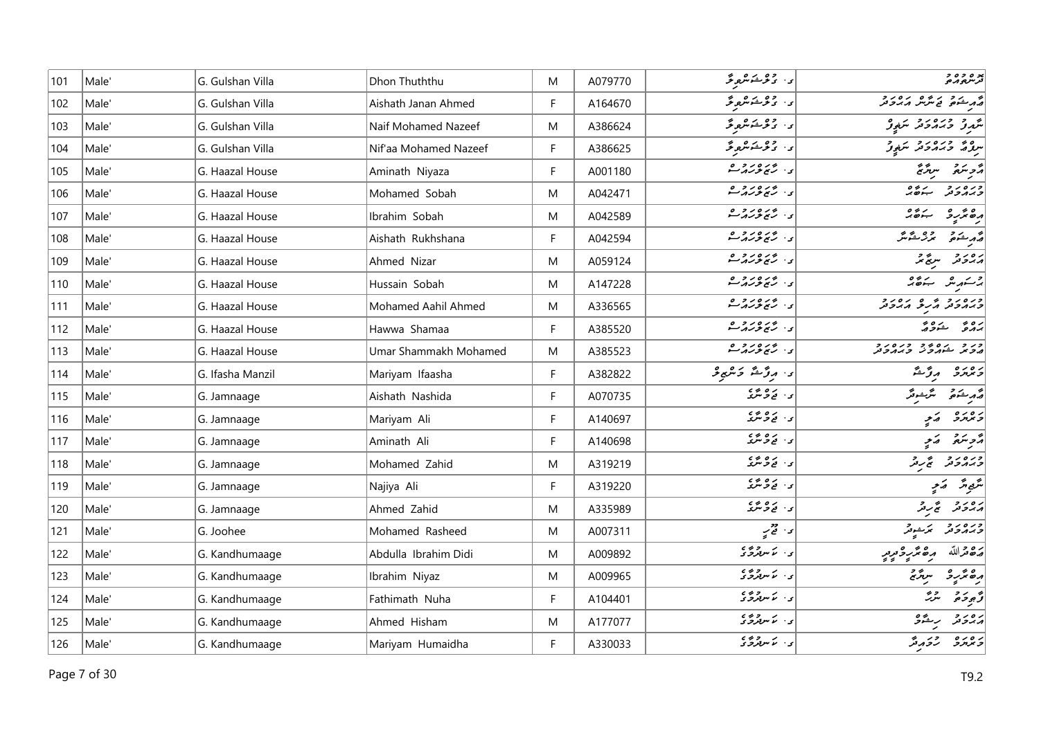| 101 | Male' | G. Gulshan Villa | Dhon Thuththu | M | A079770 | ގ. ގުލްޝަންވިލާ | ދޮންތުއްތު |
|---|---|---|---|---|---|---|---|
| 102 | Male' | G. Gulshan Villa | Aishath Janan Ahmed | F | A164670 | ގ. ގުލްޝަންވިލާ | އާއިޝަތު ޖަނާން އަހުމަދު |
| 103 | Male' | G. Gulshan Villa | Naif Mohamed Nazeef | M | A386624 | ގ. ގުލްޝަންވިލާ | ނާއިފު މުހައްމަދު ނަޒީފު |
| 104 | Male' | G. Gulshan Villa | Nif'aa Mohamed Nazeef | F | A386625 | ގ. ގުލްޝަންވިލާ | ނިފްއާ މުހައްމަދު ނަޒީފު |
| 105 | Male' | G. Haazal House | Aminath Niyaza | F | A001180 | ގ. ހާޒަލްހައުސް | އާމިނަތު ނިޔާޒާ |
| 106 | Male' | G. Haazal House | Mohamed Sobah | M | A042471 | ގ. ހާޒަލްހައުސް | މުހައްމަދު ސަބާހު |
| 107 | Male' | G. Haazal House | Ibrahim Sobah | M | A042589 | ގ. ހާޒަލްހައުސް | އިބްރާހީމް ސަބާހު |
| 108 | Male' | G. Haazal House | Aishath Rukhshana | F | A042594 | ގ. ހާޒަލްހައުސް | އާއިޝަތު ރުޚްޝާނާ |
| 109 | Male' | G. Haazal House | Ahmed Nizar | M | A059124 | ގ. ހާޒަލްހައުސް | އަހުމަދު ނިޒާރު |
| 110 | Male' | G. Haazal House | Hussain Sobah | M | A147228 | ގ. ހާޒަލްހައުސް | ހުސައިން ސަބާހު |
| 111 | Male' | G. Haazal House | Mohamed Aahil Ahmed | M | A336565 | ގ. ހާޒަލްހައުސް | މުހައްމަދު އާހިލް އަހުމަދު |
| 112 | Male' | G. Haazal House | Hawwa Shamaa | F | A385520 | ގ. ހާޒަލްހައުސް | ހައްވާ ޝަމާއު |
| 113 | Male' | G. Haazal House | Umar Shammakh Mohamed | M | A385523 | ގ. ހާޒަލްހައުސް | އުމަރު ޝައްމާޚު މުހައްމަދު |
| 114 | Male' | G. Ifasha Manzil | Mariyam Ifaasha | F | A382822 | ގ. އިފާޝާ މަންޒިލް | މަރިޔަމް އިފާޝާ |
| 115 | Male' | G. Jamnaage | Aishath Nashida | F | A070735 | ގ. ޖަމްނާގެ | އާއިޝަތު ނާޝިދާ |
| 116 | Male' | G. Jamnaage | Mariyam Ali | F | A140697 | ގ. ޖަމްނާގެ | މަރިޔަމް ޢަލީ |
| 117 | Male' | G. Jamnaage | Aminath Ali | F | A140698 | ގ. ޖަމްނާގެ | އާމިނަތު ޢަލީ |
| 118 | Male' | G. Jamnaage | Mohamed Zahid | M | A319219 | ގ. ޖަމްނާގެ | މުހައްމަދު ޒާހިދު |
| 119 | Male' | G. Jamnaage | Najiya Ali | F | A319220 | ގ. ޖަމްނާގެ | ނާޖިޔާ ޢަލީ |
| 120 | Male' | G. Jamnaage | Ahmed Zahid | M | A335989 | ގ. ޖަމްނާގެ | އަހުމަދު ޒާހިދު |
| 121 | Male' | G. Joohee | Mohamed Rasheed | M | A007311 | ގ. ޖޫހީ | މުހައްމަދު ރަޝީދު |
| 122 | Male' | G. Kandhumaage | Abdulla Ibrahim Didi | M | A009892 | ގ. ކަނދުމާގެ | ޢަބްދުﷲ އިބްރާހީމްދީދީ |
| 123 | Male' | G. Kandhumaage | Ibrahim Niyaz | M | A009965 | ގ. ކަނދުމާގެ | އިބްރާހީމް ނިޔާޒް |
| 124 | Male' | G. Kandhumaage | Fathimath Nuha | F | A104401 | ގ. ކަނދުމާގެ | ފާތިމަތު ނުހާ |
| 125 | Male' | G. Kandhumaage | Ahmed Hisham | M | A177077 | ގ. ކަނދުމާގެ | އަހުމަދު ހިޝާމް |
| 126 | Male' | G. Kandhumaage | Mariyam Humaidha | F | A330033 | ގ. ކަނދުމާގެ | މަރިޔަމް ހުމައިދާ |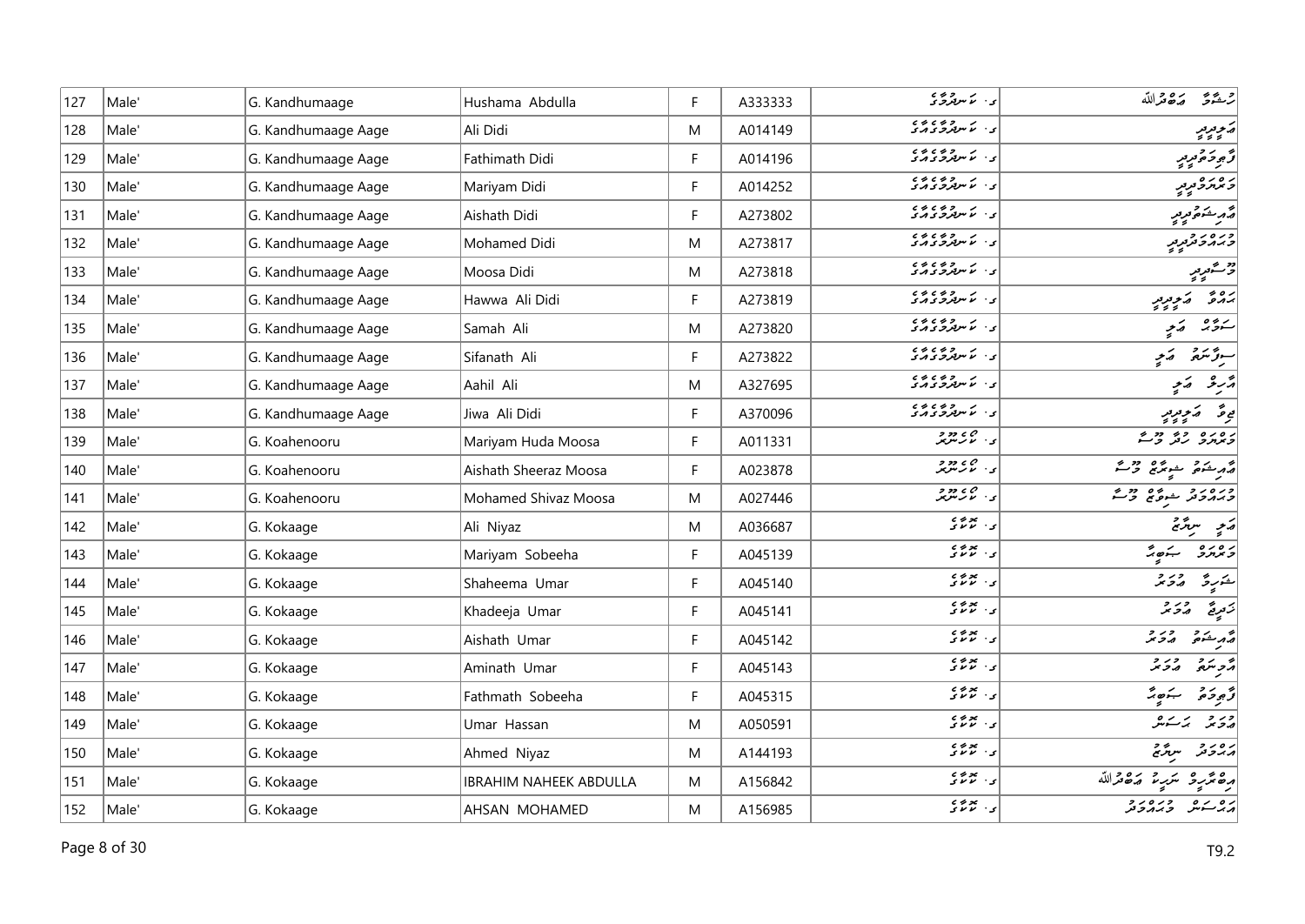| 127 | Male' | G. Kandhumaage | Hushama Abdulla | F | A333333 | ގ. ކަނދުމާގެ | ހުޝާމާ އަބްދުﷲ |
|---|---|---|---|---|---|---|---|
| 128 | Male' | G. Kandhumaage Aage | Ali Didi | M | A014149 | ގ. ކަނދުމާގެއާގެ | އަލިދީދީ |
| 129 | Male' | G. Kandhumaage Aage | Fathimath Didi | F | A014196 | ގ. ކަނދުމާގެއާގެ | ފާތިމަތުދީދީ |
| 130 | Male' | G. Kandhumaage Aage | Mariyam Didi | F | A014252 | ގ. ކަނދުމާގެއާގެ | މަރިޔަމްދީދީ |
| 131 | Male' | G. Kandhumaage Aage | Aishath Didi | F | A273802 | ގ. ކަނދުމާގެއާގެ | އައިޝަތުދީދީ |
| 132 | Male' | G. Kandhumaage Aage | Mohamed Didi | M | A273817 | ގ. ކަނދުމާގެއާގެ | މުހައްމަދުދީދީ |
| 133 | Male' | G. Kandhumaage Aage | Moosa Didi | M | A273818 | ގ. ކަނދުމާގެއާގެ | މޫސާދީދީ |
| 134 | Male' | G. Kandhumaage Aage | Hawwa Ali Didi | F | A273819 | ގ. ކަނދުމާގެއާގެ | ހައްވާ އަލިދީދީ |
| 135 | Male' | G. Kandhumaage Aage | Samah Ali | M | A273820 | ގ. ކަނދުމާގެއާގެ | ސަމާޙް އަލި |
| 136 | Male' | G. Kandhumaage Aage | Sifanath Ali | F | A273822 | ގ. ކަނދުމާގެއާގެ | ސިފާނަތު އަލި |
| 137 | Male' | G. Kandhumaage Aage | Aahil Ali | M | A327695 | ގ. ކަނދުމާގެއާގެ | އާހިލް އަލި |
| 138 | Male' | G. Kandhumaage Aage | Jiwa Ali Didi | F | A370096 | ގ. ކަނދުމާގެއާގެ | ޖިވާ އަލިދީދީ |
| 139 | Male' | G. Koahenooru | Mariyam Huda Moosa | F | A011331 | ގ. ކޯހެނޫރު | މަރިޔަމް ހުދާ މޫސާ |
| 140 | Male' | G. Koahenooru | Aishath Sheeraz Moosa | F | A023878 | ގ. ކޯހެނޫރު | އައިޝަތު ޝީރާޒް މޫސާ |
| 141 | Male' | G. Koahenooru | Mohamed Shivaz Moosa | M | A027446 | ގ. ކޯހެނޫރު | މުހައްމަދު ޝިވާޒް މޫސާ |
| 142 | Male' | G. Kokaage | Ali Niyaz | M | A036687 | ގ. ކޮކާގެ | އަލި ނިޔާޒް |
| 143 | Male' | G. Kokaage | Mariyam Sobeeha | F | A045139 | ގ. ކޮކާގެ | މަރިޔަމް ސަބީޙާ |
| 144 | Male' | G. Kokaage | Shaheema Umar | F | A045140 | ގ. ކޮކާގެ | ޝަހީމާ އުމަރު |
| 145 | Male' | G. Kokaage | Khadeeja Umar | F | A045141 | ގ. ކޮކާގެ | ހަދީޖާ އުމަރު |
| 146 | Male' | G. Kokaage | Aishath Umar | F | A045142 | ގ. ކޮކާގެ | އައިޝަތު އުމަރު |
| 147 | Male' | G. Kokaage | Aminath Umar | F | A045143 | ގ. ކޮކާގެ | އާމިނަތު އުމަރު |
| 148 | Male' | G. Kokaage | Fathmath Sobeeha | F | A045315 | ގ. ކޮކާގެ | ފާތިމަތު ސަބީޙާ |
| 149 | Male' | G. Kokaage | Umar Hassan | M | A050591 | ގ. ކޮކާގެ | އުމަރު ހަސަން |
| 150 | Male' | G. Kokaage | Ahmed Niyaz | M | A144193 | ގ. ކޮކާގެ | އަހްމަދު ނިޔާޒް |
| 151 | Male' | G. Kokaage | IBRAHIM NAHEEK ABDULLA | M | A156842 | ގ. ކޮކާގެ | އިބްރާހީމް ނަހީކް އަބްދުﷲ |
| 152 | Male' | G. Kokaage | AHSAN MOHAMED | M | A156985 | ގ. ކޮކާގެ | އަހްސަން މުހައްމަދު |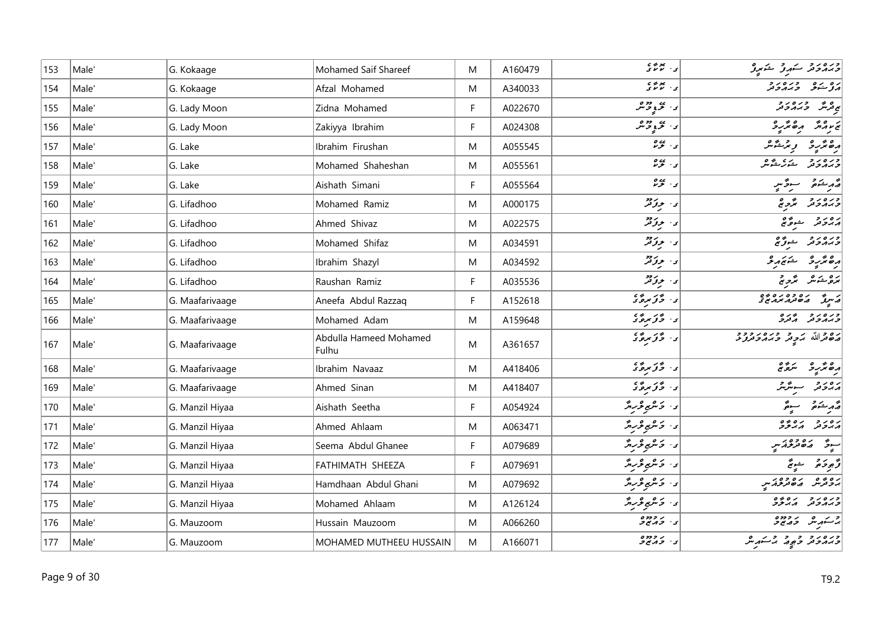| 153 | Male' | G. Kokaage | Mohamed Saif Shareef | M | A160479 | ގ. ކޯކާގެ | މުހައްމަދު ސައިފު ޝަރީފު |
|---|---|---|---|---|---|---|---|
| 154 | Male' | G. Kokaage | Afzal Mohamed | M | A340033 | ގ. ކޯކާގެ | އަފްޒަލް މުހައްމަދު |
| 155 | Male' | G. Lady Moon | Zidna Mohamed | F | A022670 | ގ. ލޭޑީމޫން | ޒިދްނާ މުހައްމަދު |
| 156 | Male' | G. Lady Moon | Zakiyya Ibrahim | F | A024308 | ގ. ލޭޑީމޫން | ޒަކިއްޔާ އިބްރާހީމް |
| 157 | Male' | G. Lake | Ibrahim Firushan | M | A055545 | ގ. ލޭކް | އިބްރާހީމް ފިރުޝާން |
| 158 | Male' | G. Lake | Mohamed Shaheshan | M | A055561 | ގ. ލޭކް | މުހައްމަދު ޝަހެޝާން |
| 159 | Male' | G. Lake | Aishath Simani | F | A055564 | ގ. ލޭކް | އާއިޝަތު ސިމާނީ |
| 160 | Male' | G. Lifadhoo | Mohamed Ramiz | M | A000175 | ގ. ލިފަދޫ | މުހައްމަދު ރާމިޒް |
| 161 | Male' | G. Lifadhoo | Ahmed Shivaz | M | A022575 | ގ. ލިފަދޫ | އަހުމަދު ޝިވާޒް |
| 162 | Male' | G. Lifadhoo | Mohamed Shifaz | M | A034591 | ގ. ލިފަދޫ | މުހައްމަދު ޝިފާޒް |
| 163 | Male' | G. Lifadhoo | Ibrahim Shazyl | M | A034592 | ގ. ލިފަދޫ | އިބްރާހީމް ޝަޒައިލް |
| 164 | Male' | G. Lifadhoo | Raushan Ramiz | F | A035536 | ގ. ލިފަދޫ | ރައުޝަން ރާމިޒް |
| 165 | Male' | G. Maafarivaage | Aneefa Abdul Razzaq | F | A152618 | ގ. މާފަރިވާގެ | އަނީފާ އަބްދުއްރައްޒާގު |
| 166 | Male' | G. Maafarivaage | Mohamed Adam | M | A159648 | ގ. މާފަރިވާގެ | މުހައްމަދު އާދަމް |
| 167 | Male' | G. Maafarivaage | Abdulla Hameed Mohamed Fulhu | M | A361657 | ގ. މާފަރިވާގެ | އަބްދުﷲ ހަމީދު މުހައްމަދުފުޅު |
| 168 | Male' | G. Maafarivaage | Ibrahim Navaaz | M | A418406 | ގ. މާފަރިވާގެ | އިބްރާހީމް ނަވާޒް |
| 169 | Male' | G. Maafarivaage | Ahmed Sinan | M | A418407 | ގ. މާފަރިވާގެ | އަހުމަދު ސިނާން |
| 170 | Male' | G. Manzil Hiyaa | Aishath Seetha | F | A054924 | ގ. މަންޒިލްހިޔާ | އާއިޝަތު ސީތާ |
| 171 | Male' | G. Manzil Hiyaa | Ahmed Ahlaam | M | A063471 | ގ. މަންޒިލްހިޔާ | އަހުމަދު އަހްލާމް |
| 172 | Male' | G. Manzil Hiyaa | Seema Abdul Ghanee | F | A079689 | ގ. މަންޒިލްހިޔާ | ސީމާ އަބްދުލްޣަނީ |
| 173 | Male' | G. Manzil Hiyaa | FATHIMATH SHEEZA | F | A079691 | ގ. މަންޒިލްހިޔާ | ފާތިމަތު ޝީޒާ |
| 174 | Male' | G. Manzil Hiyaa | Hamdhaan Abdul Ghani | M | A079692 | ގ. މަންޒިލްހިޔާ | ހަމްދާން އަބްދުލްޣަނީ |
| 175 | Male' | G. Manzil Hiyaa | Mohamed Ahlaam | M | A126124 | ގ. މަންޒިލްހިޔާ | މުހައްމަދު އަހްލާމް |
| 176 | Male' | G. Mauzoom | Hussain Mauzoom | M | A066260 | ގ. މައުޒޫމް | ހުސައިން މައުޒޫމް |
| 177 | Male' | G. Mauzoom | MOHAMED MUTHEEU HUSSAIN | M | A166071 | ގ. މައުޒޫމް | މުހައްމަދު މުތީޢު ހުސައިން |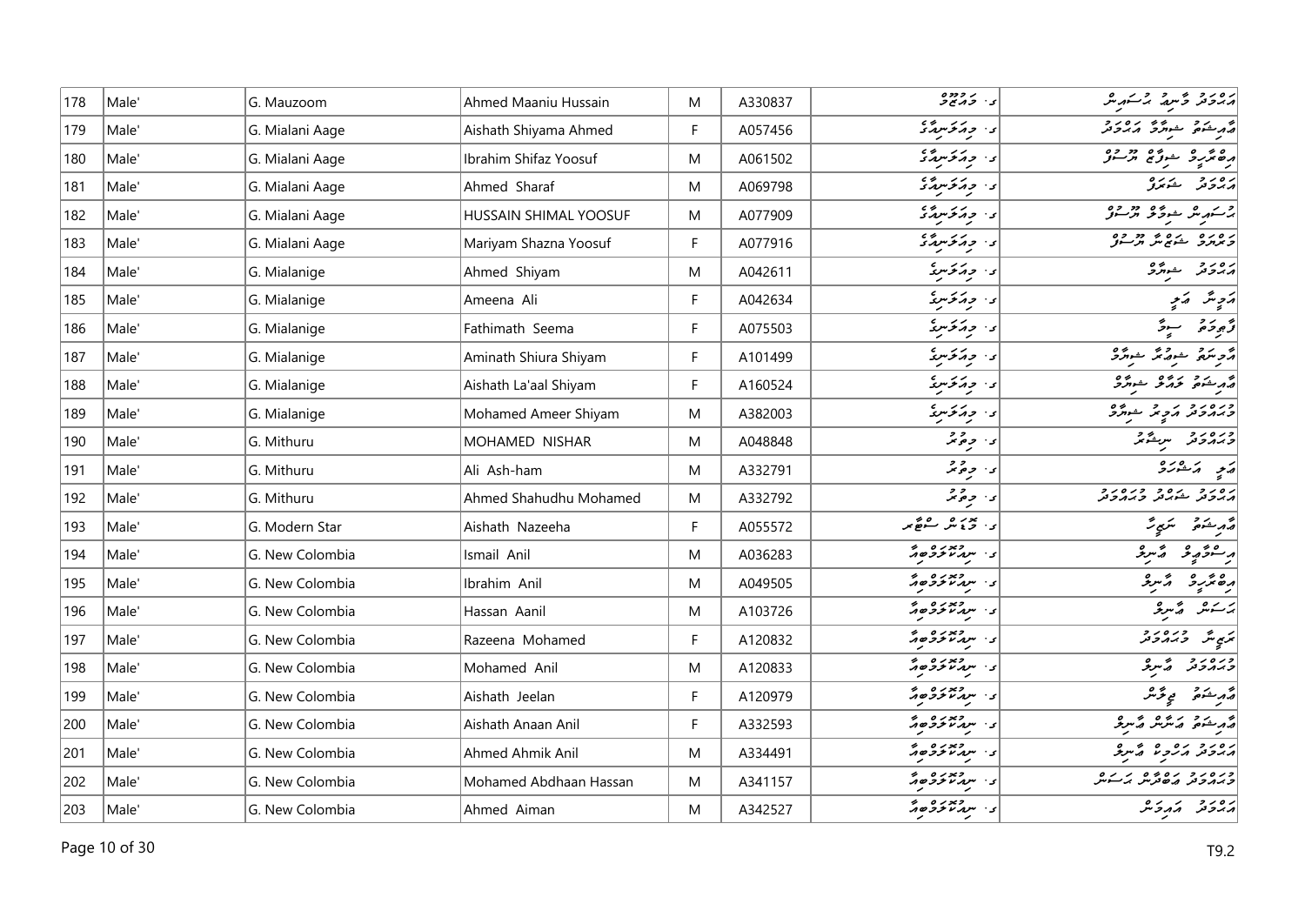| 178 | Male' | G. Mauzoom | Ahmed Maaniu Hussain | M | A330837 | ގ. މައުޒޫމް | އަހުމަދު މާނިއު ހުސައިން |
|---|---|---|---|---|---|---|---|
| 179 | Male' | G. Mialani Aage | Aishath Shiyama Ahmed | F | A057456 | ގ. މިއަލަނިއާގެ | އާއިޝަތު ޝިޔާމާ އަހުމަދު |
| 180 | Male' | G. Mialani Aage | Ibrahim Shifaz Yoosuf | M | A061502 | ގ. މިއަލަނިއާގެ | އިބްރާހީމް ޝިފާޒް ޔޫސުފު |
| 181 | Male' | G. Mialani Aage | Ahmed Sharaf | M | A069798 | ގ. މިއަލަނިއާގެ | އަހުމަދު ޝަރަފް |
| 182 | Male' | G. Mialani Aage | HUSSAIN SHIMAL YOOSUF | M | A077909 | ގ. މިއަލަނިއާގެ | ހުސައިން ޝިމާލް ޔޫސުފް |
| 183 | Male' | G. Mialani Aage | Mariyam Shazna Yoosuf | F | A077916 | ގ. މިއަލަނިއާގެ | މަރިޔަމް ޝަޒްނާ ޔޫސުފް |
| 184 | Male' | G. Mialanige | Ahmed Shiyam | M | A042611 | ގ. މިއަލަނިގެ | އަހުމަދު ޝިޔާމް |
| 185 | Male' | G. Mialanige | Ameena Ali | F | A042634 | ގ. މިއަލަނިގެ | އަމީނާ އަލި |
| 186 | Male' | G. Mialanige | Fathimath Seema | F | A075503 | ގ. މިއަލަނިގެ | ފާތިމަތު ސީމާ |
| 187 | Male' | G. Mialanige | Aminath Shiura Shiyam | F | A101499 | ގ. މިއަލަނިގެ | އާމިނަތު ޝިއުރާ ޝިޔާމް |
| 188 | Male' | G. Mialanige | Aishath La'aal Shiyam | F | A160524 | ގ. މިއަލަނިގެ | އާއިޝަތު ލައާލް ޝިޔާމް |
| 189 | Male' | G. Mialanige | Mohamed Ameer Shiyam | M | A382003 | ގ. މިއަލަނިގެ | މުހައްމަދު އަމީރު ޝިޔާމް |
| 190 | Male' | G. Mithuru | MOHAMED NISHAR | M | A048848 | ގ. މިތުރު | މުހައްމަދު ނިޝާރު |
| 191 | Male' | G. Mithuru | Ali Ash-ham | M | A332791 | ގ. މިތުރު | އަލި އަޝްހަމް |
| 192 | Male' | G. Mithuru | Ahmed Shahudhu Mohamed | M | A332792 | ގ. މިތުރު | އަހުމަދު ޝަހުދު މުހައްމަދު |
| 193 | Male' | G. Modern Star | Aishath Nazeeha | F | A055572 | ގ. މޮޑަން ސްޓާރ | އާއިޝަތު ނަޒީހާ |
| 194 | Male' | G. New Colombia | Ismail Anil | M | A036283 | ގ. ނިއުކޮލޮމްބިއާ | އިސްމާއީލް އާނިލް |
| 195 | Male' | G. New Colombia | Ibrahim Anil | M | A049505 | ގ. ނިއުކޮލޮމްބިއާ | އިބްރާހީމް އާނިލް |
| 196 | Male' | G. New Colombia | Hassan Aanil | M | A103726 | ގ. ނިއުކޮލޮމްބިއާ | ހަސަން އާނިލް |
| 197 | Male' | G. New Colombia | Razeena Mohamed | F | A120832 | ގ. ނިއުކޮލޮމްބިއާ | ރަޒީނާ މުހައްމަދު |
| 198 | Male' | G. New Colombia | Mohamed Anil | M | A120833 | ގ. ނިއުކޮލޮމްބިއާ | މުހައްމަދު އާނިލް |
| 199 | Male' | G. New Colombia | Aishath Jeelan | F | A120979 | ގ. ނިއުކޮލޮމްބިއާ | އާއިޝަތު ޖީލާން |
| 200 | Male' | G. New Colombia | Aishath Anaan Anil | F | A332593 | ގ. ނިއުކޮލޮމްބިއާ | އާއިޝަތު އަނާން އާނިލް |
| 201 | Male' | G. New Colombia | Ahmed Ahmik Anil | M | A334491 | ގ. ނިއުކޮލޮމްބިއާ | އަހުމަދު އަހުމިކް އާނިލް |
| 202 | Male' | G. New Colombia | Mohamed Abdhaan Hassan | M | A341157 | ގ. ނިއުކޮލޮމްބިއާ | މުހައްމަދު އަބްދާން ހަސަން |
| 203 | Male' | G. New Colombia | Ahmed Aiman | M | A342527 | ގ. ނިއުކޮލޮމްބިއާ | އަހުމަދު އައިމަން |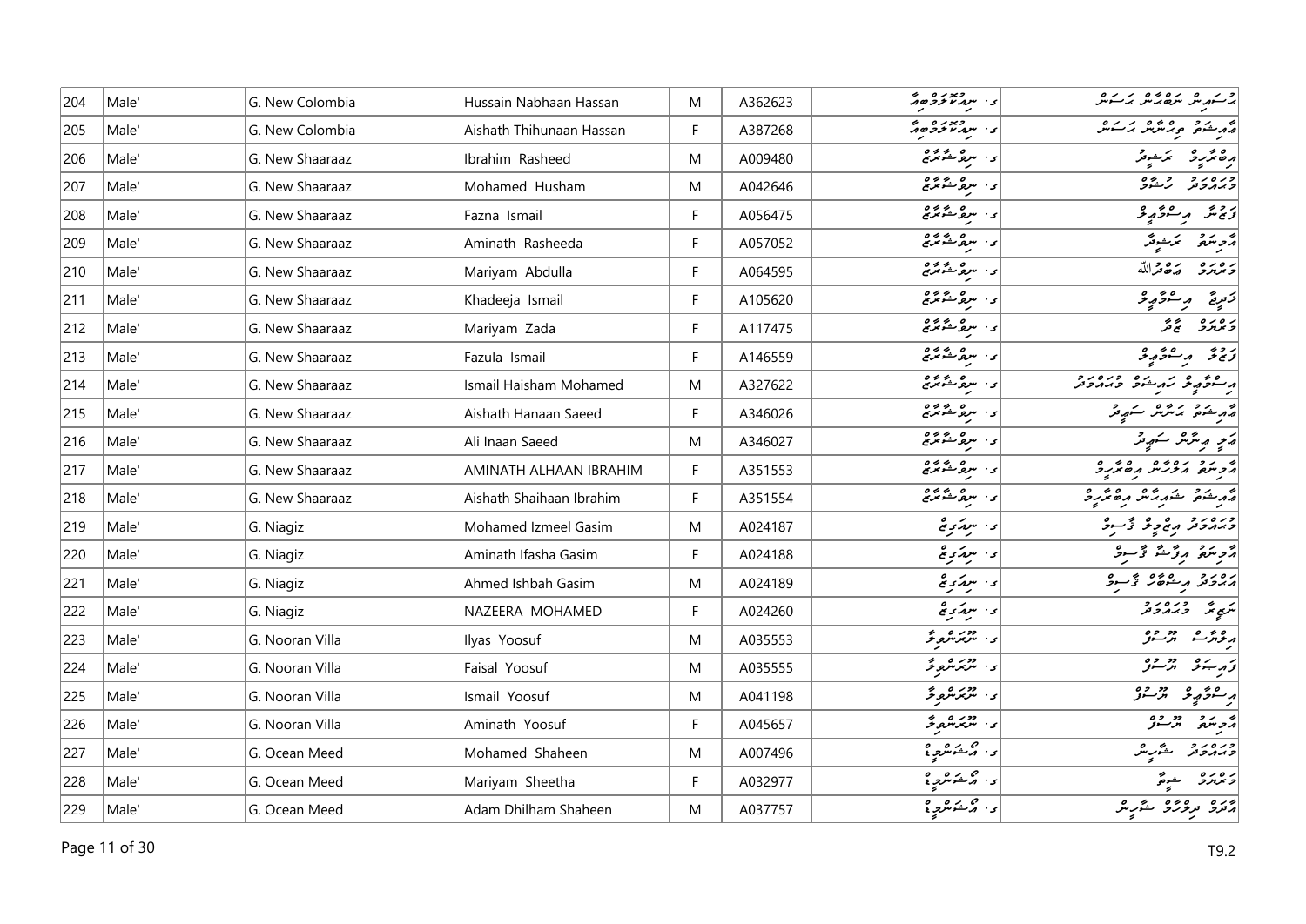| 204 | Male' | G. New Colombia | Hussain Nabhaan Hassan | M | A362623 | ގ. ނިއުކޮލޮމްބިއާ | ޙުސައިން ނަބްހާން ޙަސަން |
|---|---|---|---|---|---|---|---|
| 205 | Male' | G. New Colombia | Aishath Thihunaan Hassan | F | A387268 | ގ. ނިއުކޮލޮމްބިއާ | ޢައިޝަތު ތިހުނާން ޙަސަން |
| 206 | Male' | G. New Shaaraaz | Ibrahim Rasheed | M | A009480 | ގ. ނިއުޝާރާޒް | އިބްރާހީމް ރަޝީދު |
| 207 | Male' | G. New Shaaraaz | Mohamed Husham | M | A042646 | ގ. ނިއުޝާރާޒް | މުޙައްމަދު ހުޝާމް |
| 208 | Male' | G. New Shaaraaz | Fazna Ismail | F | A056475 | ގ. ނިއުޝާރާޒް | ފަޒްނާ އިސްމާޢީލް |
| 209 | Male' | G. New Shaaraaz | Aminath Rasheeda | F | A057052 | ގ. ނިއުޝާރާޒް | އާމިނަތު ރަޝީދާ |
| 210 | Male' | G. New Shaaraaz | Mariyam Abdulla | F | A064595 | ގ. ނިއުޝާރާޒް | މަރިޔަމް އަބްދުﷲ |
| 211 | Male' | G. New Shaaraaz | Khadeeja Ismail | F | A105620 | ގ. ނިއުޝާރާޒް | ޚަދީޖާ އިސްމާޢީލް |
| 212 | Male' | G. New Shaaraaz | Mariyam Zada | F | A117475 | ގ. ނިއުޝާރާޒް | މަރިޔަމް ޒާދާ |
| 213 | Male' | G. New Shaaraaz | Fazula Ismail | F | A146559 | ގ. ނިއުޝާރާޒް | ފަޟުލާ އިސްމާޢީލް |
| 214 | Male' | G. New Shaaraaz | Ismail Haisham Mohamed | M | A327622 | ގ. ނިއުޝާރާޒް | އިސްމާޢީލް ހައިޝަމް މުޙައްމަދު |
| 215 | Male' | G. New Shaaraaz | Aishath Hanaan Saeed | F | A346026 | ގ. ނިއުޝާރާޒް | ޢައިޝަތު ހަނާން ސަޢީދު |
| 216 | Male' | G. New Shaaraaz | Ali Inaan Saeed | M | A346027 | ގ. ނިއުޝާރާޒް | ޢަލީ އިނާން ސަޢީދު |
| 217 | Male' | G. New Shaaraaz | AMINATH ALHAAN IBRAHIM | F | A351553 | ގ. ނިއުޝާރާޒް | އާމިނަތު އަލްހާން އިބްރާހީމް |
| 218 | Male' | G. New Shaaraaz | Aishath Shaihaan Ibrahim | F | A351554 | ގ. ނިއުޝާރާޒް | ޢައިޝަތު ޝައިހާން އިބްރާހީމް |
| 219 | Male' | G. Niagiz | Mohamed Izmeel Gasim | M | A024187 | ގ. ނިއަގިޒް | މުޙައްމަދު އިޒްމީލް ޤާސިމް |
| 220 | Male' | G. Niagiz | Aminath Ifasha Gasim | F | A024188 | ގ. ނިއަގިޒް | އާމިނަތު އިފާޝާ ޤާސިމް |
| 221 | Male' | G. Niagiz | Ahmed Ishbah Gasim | M | A024189 | ގ. ނިއަގިޒް | އަޙްމަދު އިޝްބާހް ޤާސިމް |
| 222 | Male' | G. Niagiz | NAZEERA MOHAMED | F | A024260 | ގ. ނިއަގިޒް | ނަޒީރާ މުޙައްމަދު |
| 223 | Male' | G. Nooran Villa | Ilyas Yoosuf | M | A035553 | ގ. ނޫރަންވިލާ | އިލްޔާސް ޔޫސުފް |
| 224 | Male' | G. Nooran Villa | Faisal Yoosuf | M | A035555 | ގ. ނޫރަންވިލާ | ފައިސަލް ޔޫސުފް |
| 225 | Male' | G. Nooran Villa | Ismail Yoosuf | M | A041198 | ގ. ނޫރަންވިލާ | އިސްމާޢީލް ޔޫސުފް |
| 226 | Male' | G. Nooran Villa | Aminath Yoosuf | F | A045657 | ގ. ނޫރަންވިލާ | އާމިނަތު ޔޫސުފް |
| 227 | Male' | G. Ocean Meed | Mohamed Shaheen | M | A007496 | ގ. އޯޝަންމީޑް | މުޙައްމަދު ޝާހީން |
| 228 | Male' | G. Ocean Meed | Mariyam Sheetha | F | A032977 | ގ. އޯޝަންމީޑް | މަރިޔަމް ޝީތާ |
| 229 | Male' | G. Ocean Meed | Adam Dhilham Shaheen | M | A037757 | ގ. އޯޝަންމީޑް | އާދަމް ދިލްހާމް ޝާހީން |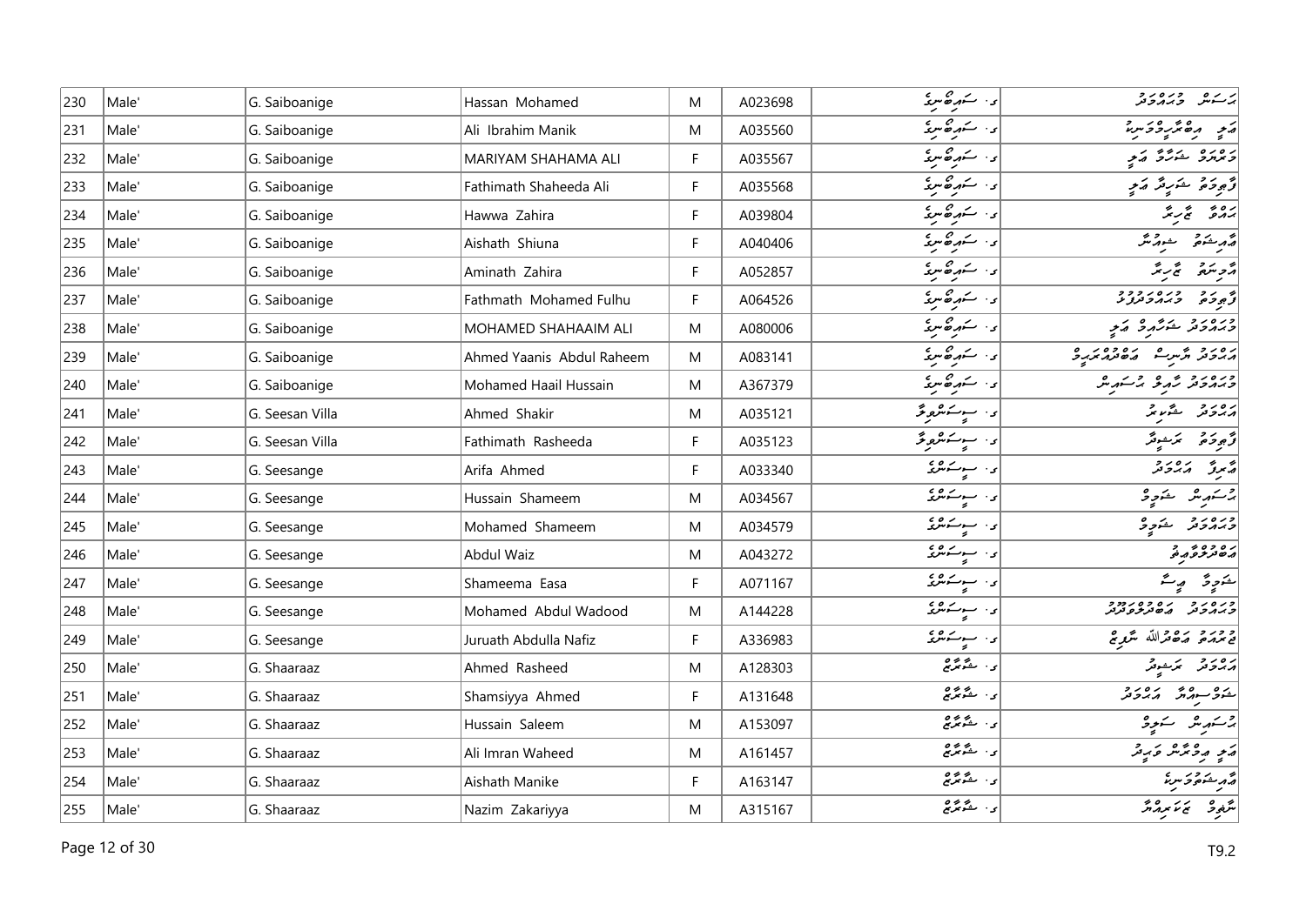| 230 | Male' | G. Saiboanige | Hassan Mohamed | M | A023698 | ގ. ސައިބޯނިގެ | ޙަސަން މުޙައްމަދު |
|---|---|---|---|---|---|---|---|
| 231 | Male' | G. Saiboanige | Ali Ibrahim Manik | M | A035560 | ގ. ސައިބޯނިގެ | އަލި އިބްރާހީމްމަނިކު |
| 232 | Male' | G. Saiboanige | MARIYAM SHAHAMA ALI | F | A035567 | ގ. ސައިބޯނިގެ | މަރްޔަމް ޝަހާމާ އަލި |
| 233 | Male' | G. Saiboanige | Fathimath Shaheeda Ali | F | A035568 | ގ. ސައިބޯނިގެ | ފާތިމަތު ޝަހީދާ އަލި |
| 234 | Male' | G. Saiboanige | Hawwa Zahira | F | A039804 | ގ. ސައިބޯނިގެ | ހައްވާ ޒާހިރާ |
| 235 | Male' | G. Saiboanige | Aishath Shiuna | F | A040406 | ގ. ސައިބޯނިގެ | އާއިޝަތު ޝިއުނާ |
| 236 | Male' | G. Saiboanige | Aminath Zahira | F | A052857 | ގ. ސައިބޯނިގެ | އާމިނަތު ޒާހިރާ |
| 237 | Male' | G. Saiboanige | Fathmath Mohamed Fulhu | F | A064526 | ގ. ސައިބޯނިގެ | ފާތިމަތު މުޙައްމަދުފުޅު |
| 238 | Male' | G. Saiboanige | MOHAMED SHAHAAIM ALI | M | A080006 | ގ. ސައިބޯނިގެ | މުޙައްމަދު ޝަހާއިމް އަލި |
| 239 | Male' | G. Saiboanige | Ahmed Yaanis Abdul Raheem | M | A083141 | ގ. ސައިބޯނިގެ | އަޙްމަދު ޔާނިސް އަބްދުއްރަޙީމް |
| 240 | Male' | G. Saiboanige | Mohamed Haail Hussain | M | A367379 | ގ. ސައިބޯނިގެ | މުޙައްމަދު ހާއިލް ހުސައިން |
| 241 | Male' | G. Seesan Villa | Ahmed Shakir | M | A035121 | ގ. ސީސަންވިލާ | އަޙްމަދު ޝާކިރު |
| 242 | Male' | G. Seesan Villa | Fathimath Rasheeda | F | A035123 | ގ. ސީސަންވިލާ | ފާތިމަތު ރަޝީދާ |
| 243 | Male' | G. Seesange | Arifa Ahmed | F | A033340 | ގ. ސީސަންގެ | އާރިފާ އަޙްމަދު |
| 244 | Male' | G. Seesange | Hussain Shameem | M | A034567 | ގ. ސީސަންގެ | ހުސައިން ޝަމީމް |
| 245 | Male' | G. Seesange | Mohamed Shameem | M | A034579 | ގ. ސީސަންގެ | މުޙައްމަދު ޝަމީމް |
| 246 | Male' | G. Seesange | Abdul Waiz | M | A043272 | ގ. ސީސަންގެ | އަބްދުލްވާއިޒް |
| 247 | Male' | G. Seesange | Shameema Easa | F | A071167 | ގ. ސީސަންގެ | ޝަމީމާ ޢީސާ |
| 248 | Male' | G. Seesange | Mohamed Abdul Wadood | M | A144228 | ގ. ސީސަންގެ | މުޙައްމަދު އަބްދުލްވަދޫދު |
| 249 | Male' | G. Seesange | Juruath Abdulla Nafiz | F | A336983 | ގ. ސީސަންގެ | ޖުރުއަތު އަބްދުﷲ ނާފިޒް |
| 250 | Male' | G. Shaaraaz | Ahmed Rasheed | M | A128303 | ގ. ޝާރާޒް | އަޙްމަދު ރަޝީދު |
| 251 | Male' | G. Shaaraaz | Shamsiyya Ahmed | F | A131648 | ގ. ޝާރާޒް | ޝަމްސިއްޔާ އަޙްމަދު |
| 252 | Male' | G. Shaaraaz | Hussain Saleem | M | A153097 | ގ. ޝާރާޒް | ހުސައިން ސަލީމް |
| 253 | Male' | G. Shaaraaz | Ali Imran Waheed | M | A161457 | ގ. ޝާރާޒް | އަލި އިމްރާން ވަހީދު |
| 254 | Male' | G. Shaaraaz | Aishath Manike | F | A163147 | ގ. ޝާރާޒް | އާއިޝަތުމަނިކެ |
| 255 | Male' | G. Shaaraaz | Nazim Zakariyya | M | A315167 | ގ. ޝާރާޒް | ނާޒިމް ޒަކަރިއްޔާ |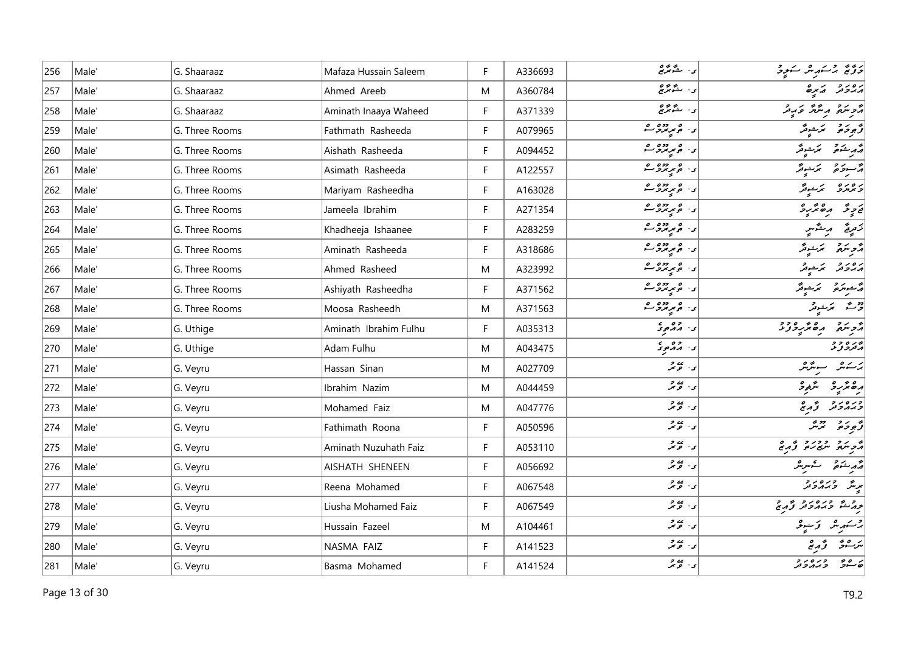| 256 | Male' | G. Shaaraaz | Mafaza Hussain Saleem | F | A336693 | ގ. ޝާރާޒު | މަފާޒާ ޙުސައިން ސަލީމު |
|---|---|---|---|---|---|---|---|
| 257 | Male' | G. Shaaraaz | Ahmed Areeb | M | A360784 | ގ. ޝާރާޒު | އަޙްމަދު އަރީބު |
| 258 | Male' | G. Shaaraaz | Aminath Inaaya Waheed | F | A371339 | ގ. ޝާރާޒު | އާމިނަތު އިނާޔާ ވަޙީދު |
| 259 | Male' | G. Three Rooms | Fathmath Rasheeda | F | A079965 | ގ. ތްރީރޫމްސް | ފާތިމަތު ރަޝީދާ |
| 260 | Male' | G. Three Rooms | Aishath Rasheeda | F | A094452 | ގ. ތްރީރޫމްސް | އާއިޝަތު ރަޝީދާ |
| 261 | Male' | G. Three Rooms | Asimath Rasheeda | F | A122557 | ގ. ތްރީރޫމްސް | އާސިމަތު ރަޝީދާ |
| 262 | Male' | G. Three Rooms | Mariyam Rasheedha | F | A163028 | ގ. ތްރީރޫމްސް | މަރިޔަމް ރަޝީދާ |
| 263 | Male' | G. Three Rooms | Jameela Ibrahim | F | A271354 | ގ. ތްރީރޫމްސް | ޖަމީލާ އިބްރާހިމް |
| 264 | Male' | G. Three Rooms | Khadheeja Ishaanee | F | A283259 | ގ. ތްރީރޫމްސް | ޚަދީޖާ އިޝާނީ |
| 265 | Male' | G. Three Rooms | Aminath Rasheeda | F | A318686 | ގ. ތްރީރޫމްސް | އާމިނަތު ރަޝީދާ |
| 266 | Male' | G. Three Rooms | Ahmed Rasheed | M | A323992 | ގ. ތްރީރޫމްސް | އަޙްމަދު ރަޝީދު |
| 267 | Male' | G. Three Rooms | Ashiyath Rasheedha | F | A371562 | ގ. ތްރީރޫމްސް | އާޝިޔަތު ރަޝީދާ |
| 268 | Male' | G. Three Rooms | Moosa Rasheedh | M | A371563 | ގ. ތްރީރޫމްސް | މޫސާ ރަޝީދު |
| 269 | Male' | G. Uthige | Aminath Ibrahim Fulhu | F | A035313 | ގ. އުތިގެ | އާމިނަތު އިބްރާހިމްފުޅު |
| 270 | Male' | G. Uthige | Adam Fulhu | M | A043475 | ގ. އުތިގެ | އާދަމްފުޅު |
| 271 | Male' | G. Veyru | Hassan Sinan | M | A027709 | ގ. ވޭރު | ޙަސަން ސިނާން |
| 272 | Male' | G. Veyru | Ibrahim Nazim | M | A044459 | ގ. ވޭރު | އިބްރާހިމް ނާޒިމް |
| 273 | Male' | G. Veyru | Mohamed Faiz | M | A047776 | ގ. ވޭރު | މުޙައްމަދު ފާއިޒު |
| 274 | Male' | G. Veyru | Fathimath Roona | F | A050596 | ގ. ވޭރު | ފާތިމަތު ރޫނާ |
| 275 | Male' | G. Veyru | Aminath Nuzuhath Faiz | F | A053110 | ގ. ވޭރު | އާމިނަތު ނުޒުހަތު ފާއިޒު |
| 276 | Male' | G. Veyru | AISHATH SHENEEN | F | A056692 | ގ. ވޭރު | އާއިޝަތު ޝެނީން |
| 277 | Male' | G. Veyru | Reena Mohamed | F | A067548 | ގ. ވޭރު | ރީނާ މުޙައްމަދު |
| 278 | Male' | G. Veyru | Liusha Mohamed Faiz | F | A067549 | ގ. ވޭރު | ލިއުޝާ މުޙައްމަދު ފާއިޒު |
| 279 | Male' | G. Veyru | Hussain Fazeel | M | A104461 | ގ. ވޭރު | ޙުސައިން ފަޟީލު |
| 280 | Male' | G. Veyru | NASMA FAIZ | F | A141523 | ގ. ވޭރު | ނަސްމާ ފާއިޒު |
| 281 | Male' | G. Veyru | Basma Mohamed | F | A141524 | ގ. ވޭރު | ބަސްމާ މުޙައްމަދު |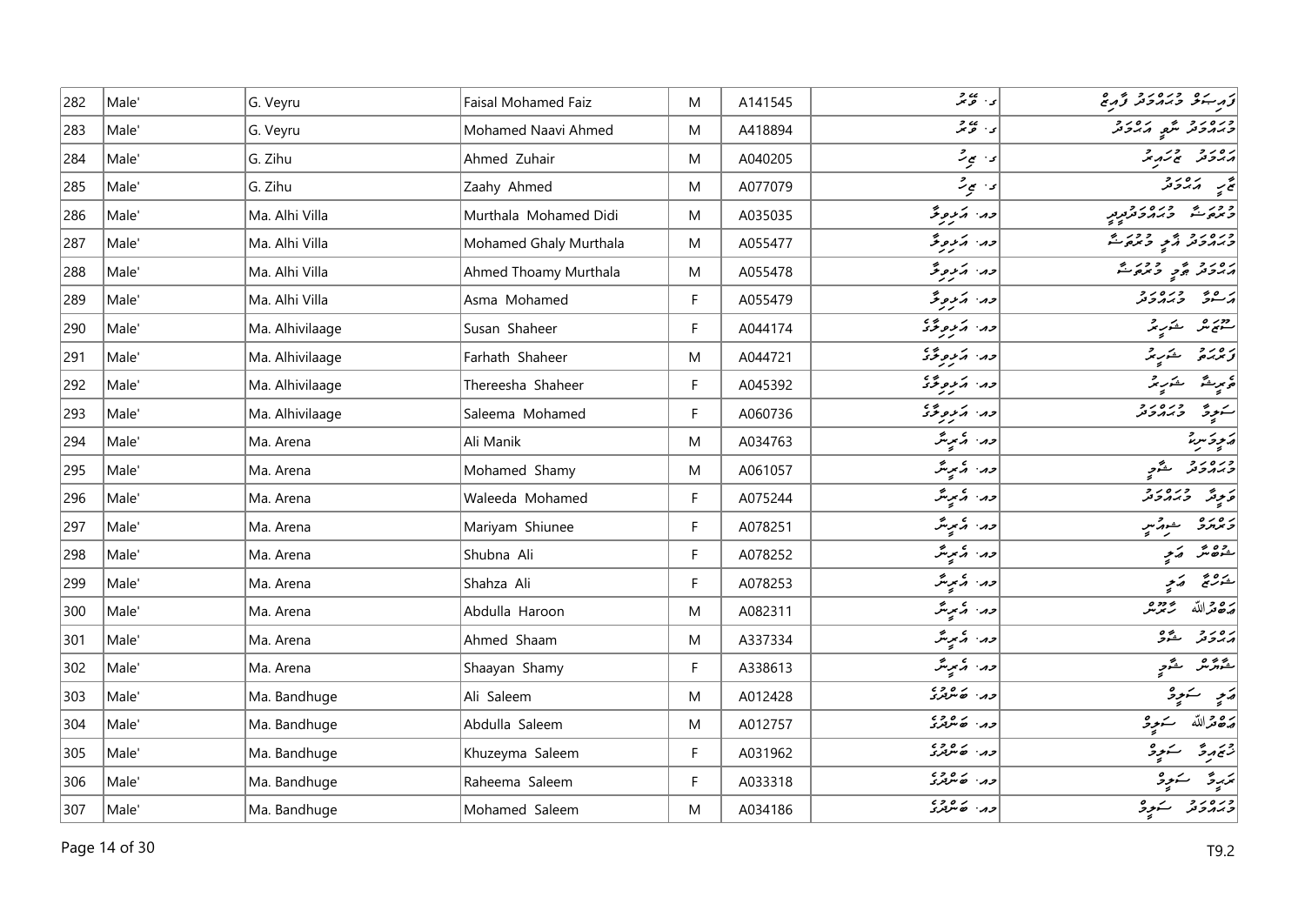| 282 | Male' | G. Veyru | Faisal Mohamed Faiz | M | A141545 | ގ. ވޭރު | ފައިސަލް މުހައްމަދު ފާއިޒް |
|---|---|---|---|---|---|---|---|
| 283 | Male' | G. Veyru | Mohamed Naavi Ahmed | M | A418894 | ގ. ވޭރު | މުހައްމަދު ނާވި އަހުމަދު |
| 284 | Male' | G. Zihu | Ahmed Zuhair | M | A040205 | ގ. ޒިހު | އަހުމަދު ޒުހައިރު |
| 285 | Male' | G. Zihu | Zaahy Ahmed | M | A077079 | ގ. ޒިހު | ޒާހީ އަހުމަދު |
| 286 | Male' | Ma. Alhi Villa | Murthala Mohamed Didi | M | A035035 | މއ. އަލްހިވިލާ | މުރްތަލާ މުހައްމަދުދީދީ |
| 287 | Male' | Ma. Alhi Villa | Mohamed Ghaly Murthala | M | A055477 | މއ. އަލްހިވިލާ | މުހައްމަދު ޣާލީ މުރްތަލާ |
| 288 | Male' | Ma. Alhi Villa | Ahmed Thoamy Murthala | M | A055478 | މއ. އަލްހިވިލާ | އަހުމަދު ތޯމީ މުރްތަލާ |
| 289 | Male' | Ma. Alhi Villa | Asma Mohamed | F | A055479 | މއ. އަލްހިވިލާ | އަސްމާ މުހައްމަދު |
| 290 | Male' | Ma. Alhivilaage | Susan Shaheer | F | A044174 | މއ. އަލްހިވިލާގެ | ސޫސަން ޝަހީރު |
| 291 | Male' | Ma. Alhivilaage | Farhath Shaheer | M | A044721 | މއ. އަލްހިވިލާގެ | ފަރުހަތު ޝަހީރު |
| 292 | Male' | Ma. Alhivilaage | Thereesha Shaheer | F | A045392 | މއ. އަލްހިވިލާގެ | ތެރީޝާ ޝަހީރު |
| 293 | Male' | Ma. Alhivilaage | Saleema Mohamed | F | A060736 | މއ. އަލްހިވިލާގެ | ސަލީމާ މުހައްމަދު |
| 294 | Male' | Ma. Arena | Ali Manik | M | A034763 | މއ. އެރީނާ | އަލިމަނިކު |
| 295 | Male' | Ma. Arena | Mohamed Shamy | M | A061057 | މއ. އެރީނާ | މުހައްމަދު ޝާމީ |
| 296 | Male' | Ma. Arena | Waleeda Mohamed | F | A075244 | މއ. އެރީނާ | ވަލީދާ މުހައްމަދު |
| 297 | Male' | Ma. Arena | Mariyam Shiunee | F | A078251 | މއ. އެރީނާ | މަރިޔަމް ޝިއުނީ |
| 298 | Male' | Ma. Arena | Shubna Ali | F | A078252 | މއ. އެރީނާ | ޝުބްނާ އަލި |
| 299 | Male' | Ma. Arena | Shahza Ali | F | A078253 | މއ. އެރީނާ | ޝަހްޒާ އަލި |
| 300 | Male' | Ma. Arena | Abdulla Haroon | M | A082311 | މއ. އެރީނާ | އަބްދުﷲ ހާރޫން |
| 301 | Male' | Ma. Arena | Ahmed Shaam | M | A337334 | މއ. އެރީނާ | އަހުމަދު ޝާމް |
| 302 | Male' | Ma. Arena | Shaayan Shamy | F | A338613 | މއ. އެރީނާ | ޝާޔާން ޝާމީ |
| 303 | Male' | Ma. Bandhuge | Ali Saleem | M | A012428 | މއ. ބަނދުގެ | އަލި ސަލީމް |
| 304 | Male' | Ma. Bandhuge | Abdulla Saleem | M | A012757 | މއ. ބަނދުގެ | އަބްދުﷲ ސަލީމް |
| 305 | Male' | Ma. Bandhuge | Khuzeyma Saleem | F | A031962 | މއ. ބަނދުގެ | ޚުޒެއިމާ ސަލީމް |
| 306 | Male' | Ma. Bandhuge | Raheema Saleem | F | A033318 | މއ. ބަނދުގެ | ރަހީމާ ސަލީމް |
| 307 | Male' | Ma. Bandhuge | Mohamed Saleem | M | A034186 | މއ. ބަނދުގެ | މުހައްމަދު ސަލީމް |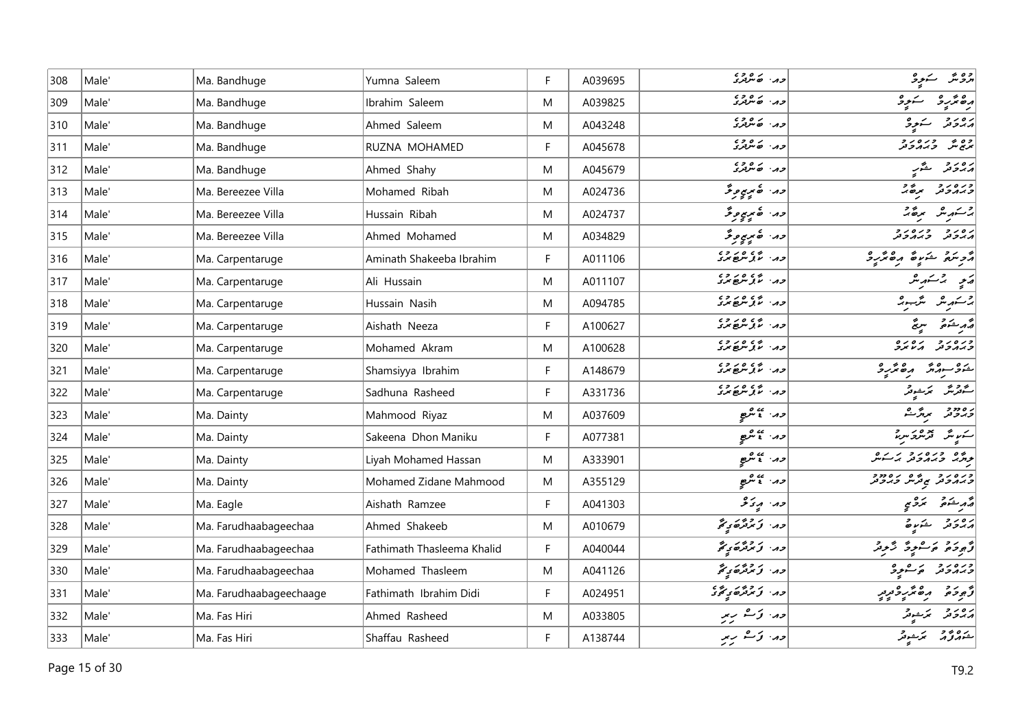| 308 | Male' | Ma. Bandhuge | Yumna Saleem | F | A039695 | މއ. ބަންދުގެ | ޔުމްނާ ސަލީމް |
|---|---|---|---|---|---|---|---|
| 309 | Male' | Ma. Bandhuge | Ibrahim Saleem | M | A039825 | މއ. ބަންދުގެ | އިބްރާހީމް ސަލީމް |
| 310 | Male' | Ma. Bandhuge | Ahmed Saleem | M | A043248 | މއ. ބަންދުގެ | އަހްމަދު ސަލީމް |
| 311 | Male' | Ma. Bandhuge | RUZNA MOHAMED | F | A045678 | މއ. ބަންދުގެ | ރުޒްނާ މުހައްމަދު |
| 312 | Male' | Ma. Bandhuge | Ahmed Shahy | M | A045679 | މއ. ބަންދުގެ | އަހްމަދު ޝާހީ |
| 313 | Male' | Ma. Bereezee Villa | Mohamed Ribah | M | A024736 | މއ. ބެރީޒީވިލާ | މުހައްމަދު ރިބާހް |
| 314 | Male' | Ma. Bereezee Villa | Hussain Ribah | M | A024737 | މއ. ބެރީޒީވިލާ | ހުސައިން ރިބާހް |
| 315 | Male' | Ma. Bereezee Villa | Ahmed Mohamed | M | A034829 | މއ. ބެރީޒީވިލާ | އަހްމަދު މުހައްމަދު |
| 316 | Male' | Ma. Carpentaruge | Aminath Shakeeba Ibrahim | F | A011106 | މއ. ކާޕެންޓަރުގެ | އާމިނަތު ޝަކީބާ އިބްރާހީމް |
| 317 | Male' | Ma. Carpentaruge | Ali Hussain | M | A011107 | މއ. ކާޕެންޓަރުގެ | އަލި ހުސައިން |
| 318 | Male' | Ma. Carpentaruge | Hussain Nasih | M | A094785 | މއ. ކާޕެންޓަރުގެ | ހުސައިން ނާސިހު |
| 319 | Male' | Ma. Carpentaruge | Aishath Neeza | F | A100627 | މއ. ކާޕެންޓަރުގެ | އައިޝަތު ނީޒާ |
| 320 | Male' | Ma. Carpentaruge | Mohamed Akram | M | A100628 | މއ. ކާޕެންޓަރުގެ | މުހައްމަދު އަކްރަމް |
| 321 | Male' | Ma. Carpentaruge | Shamsiyya Ibrahim | F | A148679 | މއ. ކާޕެންޓަރުގެ | ޝަމްސިއްޔާ އިބްރާހީމް |
| 322 | Male' | Ma. Carpentaruge | Sadhuna Rasheed | F | A331736 | މއ. ކާޕެންޓަރުގެ | ސާދުނާ ރަޝީދު |
| 323 | Male' | Ma. Dainty | Mahmood Riyaz | M | A037609 | މއ. ޑޭންޓީ | މަހްމޫދު ރިޔާޒް |
| 324 | Male' | Ma. Dainty | Sakeena Dhon Maniku | F | A077381 | މއ. ޑޭންޓީ | ސަކީނާ ދޮންމަނިކު |
| 325 | Male' | Ma. Dainty | Liyah Mohamed Hassan | M | A333901 | މއ. ޑޭންޓީ | ލިޔާހް މުހައްމަދު ހަސަން |
| 326 | Male' | Ma. Dainty | Mohamed Zidane Mahmood | M | A355129 | މއ. ޑޭންޓީ | މުހައްމަދު ޒިދާން މަހްމޫދު |
| 327 | Male' | Ma. Eagle | Aishath Ramzee | F | A041303 | މއ. އީގަލް | އައިޝަތު ރަމްޒީ |
| 328 | Male' | Ma. Farudhaabageechaa | Ahmed Shakeeb | M | A010679 | މއ. ފަރުދާބަގީޗާ | އަހްމަދު ޝަކީބު |
| 329 | Male' | Ma. Farudhaabageechaa | Fathimath Thasleema Khalid | F | A040044 | މއ. ފަރުދާބަގީޗާ | ފާތިމަތު ތަސްލީމާ ޚާލިދު |
| 330 | Male' | Ma. Farudhaabageechaa | Mohamed Thasleem | M | A041126 | މއ. ފަރުދާބަގީޗާ | މުހައްމަދު ތަސްލީމް |
| 331 | Male' | Ma. Farudhaabageechaage | Fathimath Ibrahim Didi | F | A024951 | މއ. ފަރުދާބަގީޗާގެ | ފާތިމަތު އިބްރާހީމްދީދީ |
| 332 | Male' | Ma. Fas Hiri | Ahmed Rasheed | M | A033805 | މއ. ފަސްހިރި | އަހްމަދު ރަޝީދު |
| 333 | Male' | Ma. Fas Hiri | Shaffau Rasheed | F | A138744 | މއ. ފަސްހިރި | ޝަފްފާއު ރަޝީދު |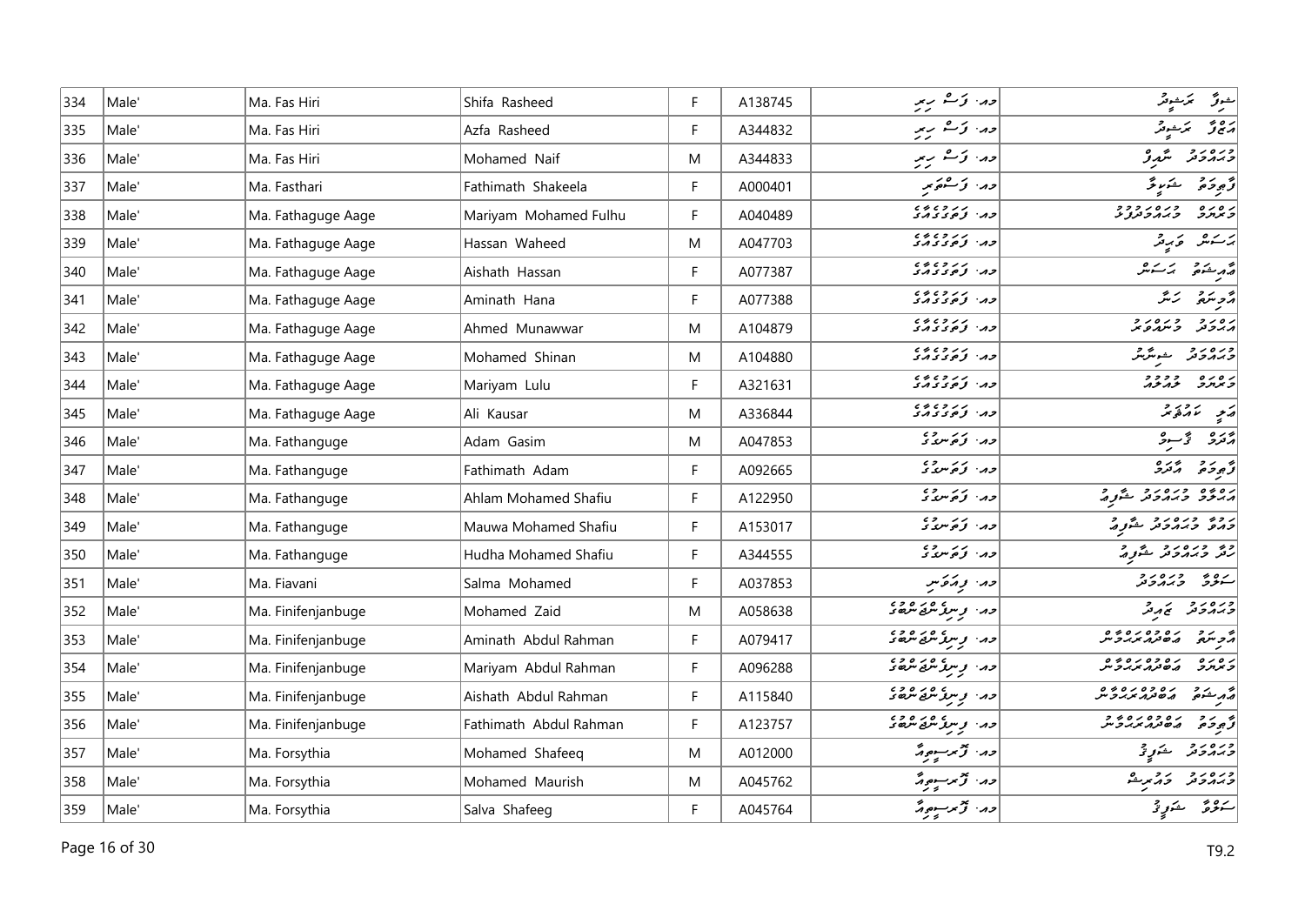| 334 | Male' | Ma. Fas Hiri | Shifa Rasheed | F | A138745 | މއ. ފަސް ހިރި | ޝިފާ ރަޝީދު |
|---|---|---|---|---|---|---|---|
| 335 | Male' | Ma. Fas Hiri | Azfa Rasheed | F | A344832 | މއ. ފަސް ހިރި | އަޒްފާ ރަޝީދު |
| 336 | Male' | Ma. Fas Hiri | Mohamed Naif | M | A344833 | މއ. ފަސް ހިރި | މުހައްމަދު ނާއިފު |
| 337 | Male' | Ma. Fasthari | Fathimath Shakeela | F | A000401 | މއ. ފަސްތަރި | ފާތިމަތު ޝަކީލާ |
| 338 | Male' | Ma. Fathaguge Aage | Mariyam Mohamed Fulhu | F | A040489 | މއ. ފަތަގުގެއާގެ | މަރިޔަމް މުހައްމަދުފުޅު |
| 339 | Male' | Ma. Fathaguge Aage | Hassan Waheed | M | A047703 | މއ. ފަތަގުގެއާގެ | ހަސަން ވަހީދު |
| 340 | Male' | Ma. Fathaguge Aage | Aishath Hassan | F | A077387 | މއ. ފަތަގުގެއާގެ | އައިޝަތު ހަސަން |
| 341 | Male' | Ma. Fathaguge Aage | Aminath Hana | F | A077388 | މއ. ފަތަގުގެއާގެ | އާމިނަތު ހަނާ |
| 342 | Male' | Ma. Fathaguge Aage | Ahmed Munawwar | M | A104879 | މއ. ފަތަގުގެއާގެ | އަޙްމަދު މުނައްވަރު |
| 343 | Male' | Ma. Fathaguge Aage | Mohamed Shinan | M | A104880 | މއ. ފަތަގުގެއާގެ | މުހައްމަދު ޝިނާން |
| 344 | Male' | Ma. Fathaguge Aage | Mariyam Lulu | F | A321631 | މއ. ފަތަގުގެއާގެ | މަރިޔަމް ލުއުލުއު |
| 345 | Male' | Ma. Fathaguge Aage | Ali Kausar | M | A336844 | މއ. ފަތަގުގެއާގެ | ޢަލި ކައުޘަރު |
| 346 | Male' | Ma. Fathanguge | Adam Gasim | M | A047853 | މއ. ފަތަނގުގެ | އާދަމް ޤާސިމް |
| 347 | Male' | Ma. Fathanguge | Fathimath Adam | F | A092665 | މއ. ފަތަނގުގެ | ފާތިމަތު އާދަމް |
| 348 | Male' | Ma. Fathanguge | Ahlam Mohamed Shafiu | F | A122950 | މއ. ފަތަނގުގެ | އަޙްލާމް މުހައްމަދު ޝާފިޢު |
| 349 | Male' | Ma. Fathanguge | Mauwa Mohamed Shafiu | F | A153017 | މއ. ފަތަނގުގެ | މައުވާ މުހައްމަދު ޝާފިޢު |
| 350 | Male' | Ma. Fathanguge | Hudha Mohamed Shafiu | F | A344555 | މއ. ފަތަނގުގެ | ހުދާ މުހައްމަދު ޝާފިޢު |
| 351 | Male' | Ma. Fiavani | Salma Mohamed | F | A037853 | މއ. ފިއަވަނި | ސަލްމާ މުހައްމަދު |
| 352 | Male' | Ma. Finifenjanbuge | Mohamed Zaid | M | A058638 | މއ. ފިނިފެންޖަންބުގެ | މުހައްމަދު ޒައިދު |
| 353 | Male' | Ma. Finifenjanbuge | Aminath Abdul Rahman | F | A079417 | މއ. ފިނިފެންޖަންބުގެ | އާމިނަތު އަބްދުއްރަޙްމާން |
| 354 | Male' | Ma. Finifenjanbuge | Mariyam Abdul Rahman | F | A096288 | މއ. ފިނިފެންޖަންބުގެ | މަރިޔަމް އަބްދުއްރަޙްމާން |
| 355 | Male' | Ma. Finifenjanbuge | Aishath Abdul Rahman | F | A115840 | މއ. ފިނިފެންޖަންބުގެ | އައިޝަތު އަބްދުއްރަޙްމާން |
| 356 | Male' | Ma. Finifenjanbuge | Fathimath Abdul Rahman | F | A123757 | މއ. ފިނިފެންޖަންބުގެ | ފާތިމަތު އަބްދުއްރަޙްމާނު |
| 357 | Male' | Ma. Forsythia | Mohamed Shafeeq | M | A012000 | މއ. ފޯސިތިއާ | މުހައްމަދު ޝަފީޤު |
| 358 | Male' | Ma. Forsythia | Mohamed Maurish | M | A045762 | މއ. ފޯސިތިއާ | މުހައްމަދު މައުރިޝް |
| 359 | Male' | Ma. Forsythia | Salva Shafeeg | F | A045764 | މއ. ފޯސިތިއާ | ސަލްވާ ޝަފީގު |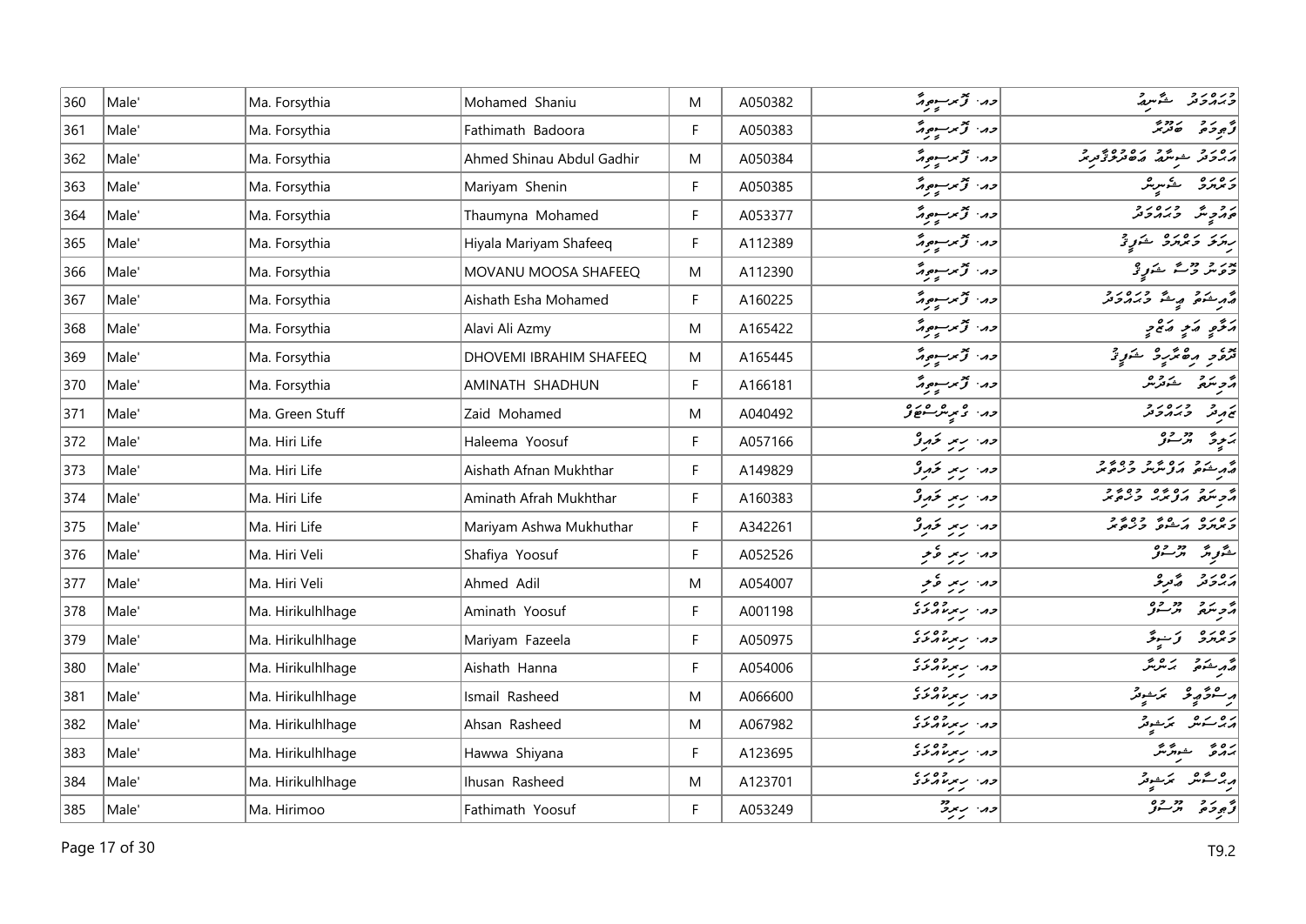| 360 | Male' | Ma. Forsythia | Mohamed Shaniu | M | A050382 | މއ. ފޯރސިތިއާ | މުހައްމަދު ޝާނިއު |
|---|---|---|---|---|---|---|---|
| 361 | Male' | Ma. Forsythia | Fathimath Badoora | F | A050383 | މއ. ފޯރސިތިއާ | ފާތިމަތު ބަދޫރާ |
| 362 | Male' | Ma. Forsythia | Ahmed Shinau Abdul Gadhir | M | A050384 | މއ. ފޯރސިތިއާ | އަޙްމަދު ޝިނާއު އަބްދުލްޤާދިރު |
| 363 | Male' | Ma. Forsythia | Mariyam Shenin | F | A050385 | މއ. ފޯރސިތިއާ | މަރިޔަމް ޝެނިން |
| 364 | Male' | Ma. Forsythia | Thaumyna Mohamed | F | A053377 | މއ. ފޯރސިތިއާ | ތައުމީނާ މުހައްމަދު |
| 365 | Male' | Ma. Forsythia | Hiyala Mariyam Shafeeq | F | A112389 | މއ. ފޯރސިތިއާ | ހިޔަލާ މަރިޔަމް ޝަފީޤު |
| 366 | Male' | Ma. Forsythia | MOVANU MOOSA SHAFEEQ | M | A112390 | މއ. ފޯރސިތިއާ | މޯވަނު މޫސާ ޝަފީޤު |
| 367 | Male' | Ma. Forsythia | Aishath Esha Mohamed | F | A160225 | މއ. ފޯރސިތިއާ | އާއިޝަތު އީޝާ މުހައްމަދު |
| 368 | Male' | Ma. Forsythia | Alavi Ali Azmy | M | A165422 | މއ. ފޯރސިތިއާ | އަލަވީ އަލީ އަޒްމީ |
| 369 | Male' | Ma. Forsythia | DHOVEMI IBRAHIM SHAFEEQ | M | A165445 | މއ. ފޯރސިތިއާ | ދޮވެމި އިބްރާހީމް ޝަފީޤު |
| 370 | Male' | Ma. Forsythia | AMINATH SHADHUN | F | A166181 | މއ. ފޯރސިތިއާ | އާމިނަތު ޝަދުން |
| 371 | Male' | Ma. Green Stuff | Zaid Mohamed | M | A040492 | މއ. ގްރީންސްޓަފް | ޒައިދު މުހައްމަދު |
| 372 | Male' | Ma. Hiri Life | Haleema Yoosuf | F | A057166 | މއ. ހިރި ލައިފް | ހަލީމާ ޔޫސުފް |
| 373 | Male' | Ma. Hiri Life | Aishath Afnan Mukhthar | F | A149829 | މއ. ހިރި ލައިފް | އާއިޝަތު އަފްނާން މުޚްތާރު |
| 374 | Male' | Ma. Hiri Life | Aminath Afrah Mukhthar | F | A160383 | މއ. ހިރި ލައިފް | އާމިނަތު އަފްރާހް މުޚްތާރު |
| 375 | Male' | Ma. Hiri Life | Mariyam Ashwa Mukhuthar | F | A342261 | މއ. ހިރި ލައިފް | މަރިޔަމް އަޝްވާ މުޚުތާރު |
| 376 | Male' | Ma. Hiri Veli | Shafiya Yoosuf | F | A052526 | މއ. ހިރި ވެލި | ޝާފިޔާ ޔޫސުފް |
| 377 | Male' | Ma. Hiri Veli | Ahmed Adil | M | A054007 | މއ. ހިރި ވެލި | އަޙްމަދު އާދިލް |
| 378 | Male' | Ma. Hirikulhlhage | Aminath Yoosuf | F | A001198 | މއ. ހިރިކުޅްޅަގެ | އާމިނަތު ޔޫސުފް |
| 379 | Male' | Ma. Hirikulhlhage | Mariyam Fazeela | F | A050975 | މއ. ހިރިކުޅްޅަގެ | މަރިޔަމް ފަޒީލާ |
| 380 | Male' | Ma. Hirikulhlhage | Aishath Hanna | F | A054006 | މއ. ހިރިކުޅްޅަގެ | އާއިޝަތު ހަންނާ |
| 381 | Male' | Ma. Hirikulhlhage | Ismail Rasheed | M | A066600 | މއ. ހިރިކުޅްޅަގެ | އިސްމާއީލް ރަޝީދު |
| 382 | Male' | Ma. Hirikulhlhage | Ahsan Rasheed | M | A067982 | މއ. ހިރިކުޅްޅަގެ | އަޙްސަން ރަޝީދު |
| 383 | Male' | Ma. Hirikulhlhage | Hawwa Shiyana | F | A123695 | މއ. ހިރިކުޅްޅަގެ | ހައްވާ ޝިޔާނާ |
| 384 | Male' | Ma. Hirikulhlhage | Ihusan Rasheed | M | A123701 | މއ. ހިރިކުޅްޅަގެ | އިހުސާން ރަޝީދު |
| 385 | Male' | Ma. Hirimoo | Fathimath Yoosuf | F | A053249 | މއ. ހިރިމޫ | ފާތިމަތު ޔޫސުފް |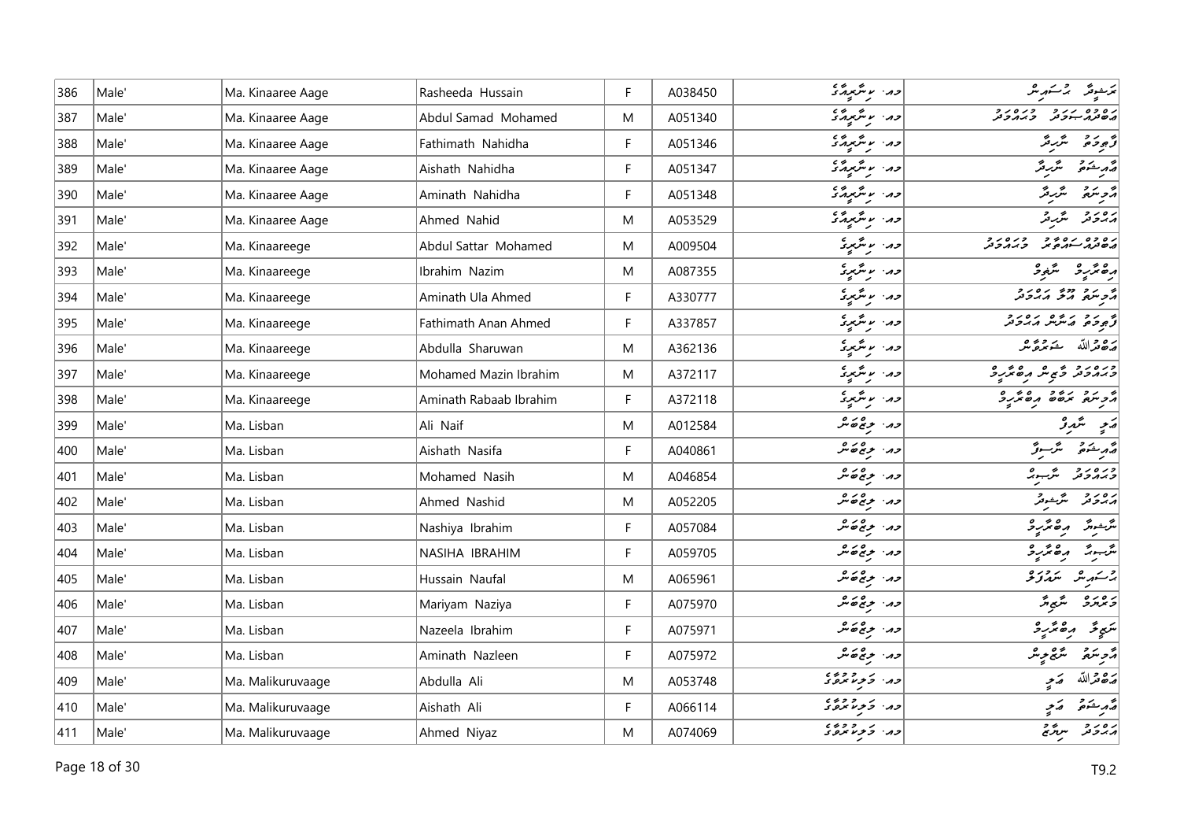| 386 | Male' | Ma. Kinaaree Aage | Rasheeda Hussain | F | A038450 | މއ. ކިނާރީއާގެ | ރަޝީދާ ހުސައިން |
|---|---|---|---|---|---|---|---|
| 387 | Male' | Ma. Kinaaree Aage | Abdul Samad Mohamed | M | A051340 | މއ. ކިނާރީއާގެ | އަބްދުލްސަމަދު މުހައްމަދު |
| 388 | Male' | Ma. Kinaaree Aage | Fathimath Nahidha | F | A051346 | މއ. ކިނާރީއާގެ | ފާތިމަތު ނާހިދާ |
| 389 | Male' | Ma. Kinaaree Aage | Aishath Nahidha | F | A051347 | މއ. ކިނާރީއާގެ | އާއިޝަތު ނާހިދާ |
| 390 | Male' | Ma. Kinaaree Aage | Aminath Nahidha | F | A051348 | މއ. ކިނާރީއާގެ | އާމިނަތު ނާހިދާ |
| 391 | Male' | Ma. Kinaaree Aage | Ahmed Nahid | M | A053529 | މއ. ކިނާރީއާގެ | އަހުމަދު ނާހިދު |
| 392 | Male' | Ma. Kinaareege | Abdul Sattar Mohamed | M | A009504 | މއ. ކިނާރީގެ | އަބްދުލްސައްތާރު މުހައްމަދު |
| 393 | Male' | Ma. Kinaareege | Ibrahim Nazim | M | A087355 | މއ. ކިނާރީގެ | އިބްރާހިމް ނާޒިމް |
| 394 | Male' | Ma. Kinaareege | Aminath Ula Ahmed | F | A330777 | މއ. ކިނާރީގެ | އާމިނަތު އުލާ އަހުމަދު |
| 395 | Male' | Ma. Kinaareege | Fathimath Anan Ahmed | F | A337857 | މއ. ކިނާރީގެ | ފާތިމަތު އަނާން އަހުމަދު |
| 396 | Male' | Ma. Kinaareege | Abdulla Sharuwan | M | A362136 | މއ. ކިނާރީގެ | އަބްދުﷲ ޝަރުވާން |
| 397 | Male' | Ma. Kinaareege | Mohamed Mazin Ibrahim | M | A372117 | މއ. ކިނާރީގެ | މުހައްމަދު މާޒިން އިބްރާހިމް |
| 398 | Male' | Ma. Kinaareege | Aminath Rabaab Ibrahim | F | A372118 | މއ. ކިނާރީގެ | އާމިނަތު ރަބާބު އިބްރާހިމް |
| 399 | Male' | Ma. Lisban | Ali Naif | M | A012584 | މއ. ލިސްބަން | އަލި ނާއިފް |
| 400 | Male' | Ma. Lisban | Aishath Nasifa | F | A040861 | މއ. ލިސްބަން | އާއިޝަތު ނާސިފާ |
| 401 | Male' | Ma. Lisban | Mohamed Nasih | M | A046854 | މއ. ލިސްބަން | މުހައްމަދު ނާސިހު |
| 402 | Male' | Ma. Lisban | Ahmed Nashid | M | A052205 | މއ. ލިސްބަން | އަހުމަދު ނާޝިދު |
| 403 | Male' | Ma. Lisban | Nashiya Ibrahim | F | A057084 | މއ. ލިސްބަން | ނާޝިޔާ އިބްރާހިމް |
| 404 | Male' | Ma. Lisban | NASIHA IBRAHIM | F | A059705 | މއ. ލިސްބަން | ނާސިހާ އިބްރާހިމް |
| 405 | Male' | Ma. Lisban | Hussain Naufal | M | A065961 | މއ. ލިސްބަން | ހުސައިން ނައުފަލް |
| 406 | Male' | Ma. Lisban | Mariyam Naziya | F | A075970 | މއ. ލިސްބަން | މަރިޔަމް ނާޒިޔާ |
| 407 | Male' | Ma. Lisban | Nazeela Ibrahim | F | A075971 | މއ. ލިސްބަން | ނަޒީލާ އިބްރާހިމް |
| 408 | Male' | Ma. Lisban | Aminath Nazleen | F | A075972 | މއ. ލިސްބަން | އާމިނަތު ނާޒްލީން |
| 409 | Male' | Ma. Malikuruvaage | Abdulla Ali | M | A053748 | މއ. މަލިކުރުވާގެ | އަބްދުﷲ އަލި |
| 410 | Male' | Ma. Malikuruvaage | Aishath Ali | F | A066114 | މއ. މަލިކުރުވާގެ | އާއިޝަތު އަލި |
| 411 | Male' | Ma. Malikuruvaage | Ahmed Niyaz | M | A074069 | މއ. މަލިކުރުވާގެ | އަހުމަދު ނިޔާޒު |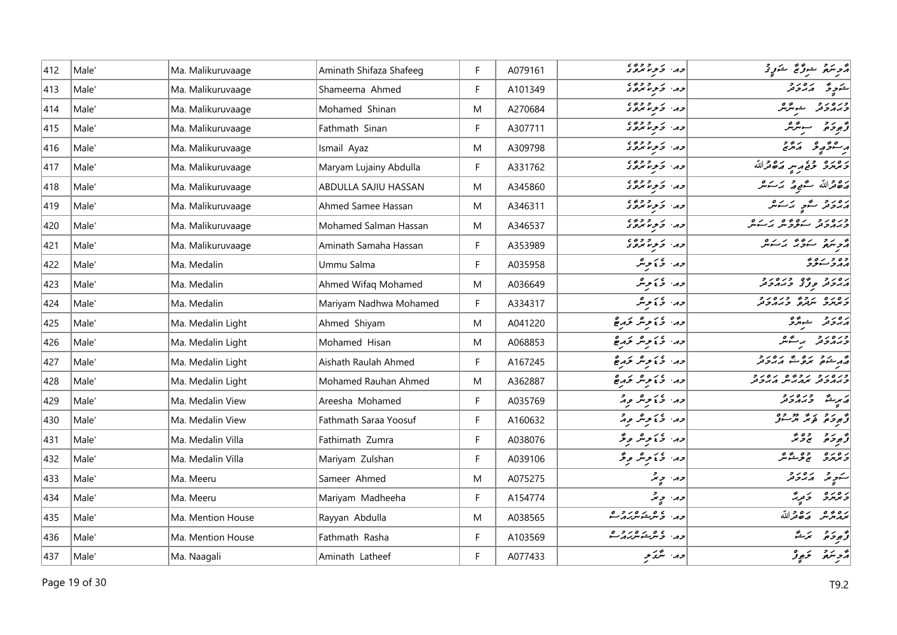| 412 | Male' | Ma. Malikuruvaage | Aminath Shifaza Shafeeg | F | A079161 | މއ. މަލިކުރުވާގެ | އާމިނަތު ޝިފާޒާ ޝަފީގު |
|---|---|---|---|---|---|---|---|
| 413 | Male' | Ma. Malikuruvaage | Shameema Ahmed | F | A101349 | މއ. މަލިކުރުވާގެ | ޝަމީމާ އަހުމަދު |
| 414 | Male' | Ma. Malikuruvaage | Mohamed Shinan | M | A270684 | މއ. މަލިކުރުވާގެ | މުހައްމަދު ޝިނާން |
| 415 | Male' | Ma. Malikuruvaage | Fathmath Sinan | F | A307711 | މއ. މަލިކުރުވާގެ | ފާތިމަތު ސިނާން |
| 416 | Male' | Ma. Malikuruvaage | Ismail Ayaz | M | A309798 | މއ. މަލިކުރުވާގެ | އިސްމާޢީލް އަޔާޒް |
| 417 | Male' | Ma. Malikuruvaage | Maryam Lujainy Abdulla | F | A331762 | މއ. މަލިކުރުވާގެ | މަރްޔަމް ލުޖައިނީ އަބްދުالله |
| 418 | Male' | Ma. Malikuruvaage | ABDULLA SAJIU HASSAN | M | A345860 | މއ. މަލިކުރުވާގެ | އަބްދުالله ސާޖިއު ހަސަން |
| 419 | Male' | Ma. Malikuruvaage | Ahmed Samee Hassan | M | A346311 | މއ. މަލިކުރުވާގެ | އަހުމަދު ސާމީ ހަސަން |
| 420 | Male' | Ma. Malikuruvaage | Mohamed Salman Hassan | M | A346537 | މއ. މަލިކުރުވާގެ | މުހައްމަދު ސަލްމާން ހަސަން |
| 421 | Male' | Ma. Malikuruvaage | Aminath Samaha Hassan | F | A353989 | މއ. މަލިކުރުވާގެ | އާމިނަތު ސަމާހާ ހަސަން |
| 422 | Male' | Ma. Medalin | Ummu Salma | F | A035958 | މއ. މެޑަލިން | އުއްމު ސަލްމާ |
| 423 | Male' | Ma. Medalin | Ahmed Wifaq Mohamed | M | A036649 | މއ. މެޑަލިން | އަހުމަދު ވިފާގު މުހައްމަދު |
| 424 | Male' | Ma. Medalin | Mariyam Nadhwa Mohamed | F | A334317 | މއ. މެޑަލިން | މަރިޔަމް ނަދްވާ މުހައްމަދު |
| 425 | Male' | Ma. Medalin Light | Ahmed Shiyam | M | A041220 | މއ. މެޑަލިން ލައިޓް | އަހުމަދު ޝިޔާމް |
| 426 | Male' | Ma. Medalin Light | Mohamed Hisan | M | A068853 | މއ. މެޑަލިން ލައިޓް | މުހައްމަދު ހިސާން |
| 427 | Male' | Ma. Medalin Light | Aishath Raulah Ahmed | F | A167245 | މއ. މެޑަލިން ލައިޓް | އައިޝަތު ރައުލާ އަހުމަދު |
| 428 | Male' | Ma. Medalin Light | Mohamed Rauhan Ahmed | M | A362887 | މއ. މެޑަލިން ލައިޓް | މުހައްމަދު ރައުހާން އަހުމަދު |
| 429 | Male' | Ma. Medalin View | Areesha Mohamed | F | A035769 | މއ. މެޑަލިން ވިއު | އަރީޝާ މުހައްމަދު |
| 430 | Male' | Ma. Medalin View | Fathmath Saraa Yoosuf | F | A160632 | މއ. މެޑަލިން ވިއު | ފާތިމަތު ސަރާ ޔޫސުފް |
| 431 | Male' | Ma. Medalin Villa | Fathimath Zumra | F | A038076 | މއ. މެޑަލިން ވިލާ | ފާތިމަތު ޒުމްރާ |
| 432 | Male' | Ma. Medalin Villa | Mariyam Zulshan | F | A039106 | މއ. މެޑަލިން ވިލާ | މަރިޔަމް ޒުލްޝާން |
| 433 | Male' | Ma. Meeru | Sameer Ahmed | M | A075275 | މއ. މީރު | ސަމީރު އަހުމަދު |
| 434 | Male' | Ma. Meeru | Mariyam Madheeha | F | A154774 | މއ. މީރު | މަރިޔަމް މަދީހާ |
| 435 | Male' | Ma. Mention House | Rayyan Abdulla | M | A038565 | މއ. މެންޝަންހައުސް | ރައްޔާން އަބްދުالله |
| 436 | Male' | Ma. Mention House | Fathmath Rasha | F | A103569 | މއ. މެންޝަންހައުސް | ފާތިމަތު ރަޝާ |
| 437 | Male' | Ma. Naagali | Aminath Latheef | F | A077433 | މއ. ނާގަލި | އާމިނަތު ލަޠީފު |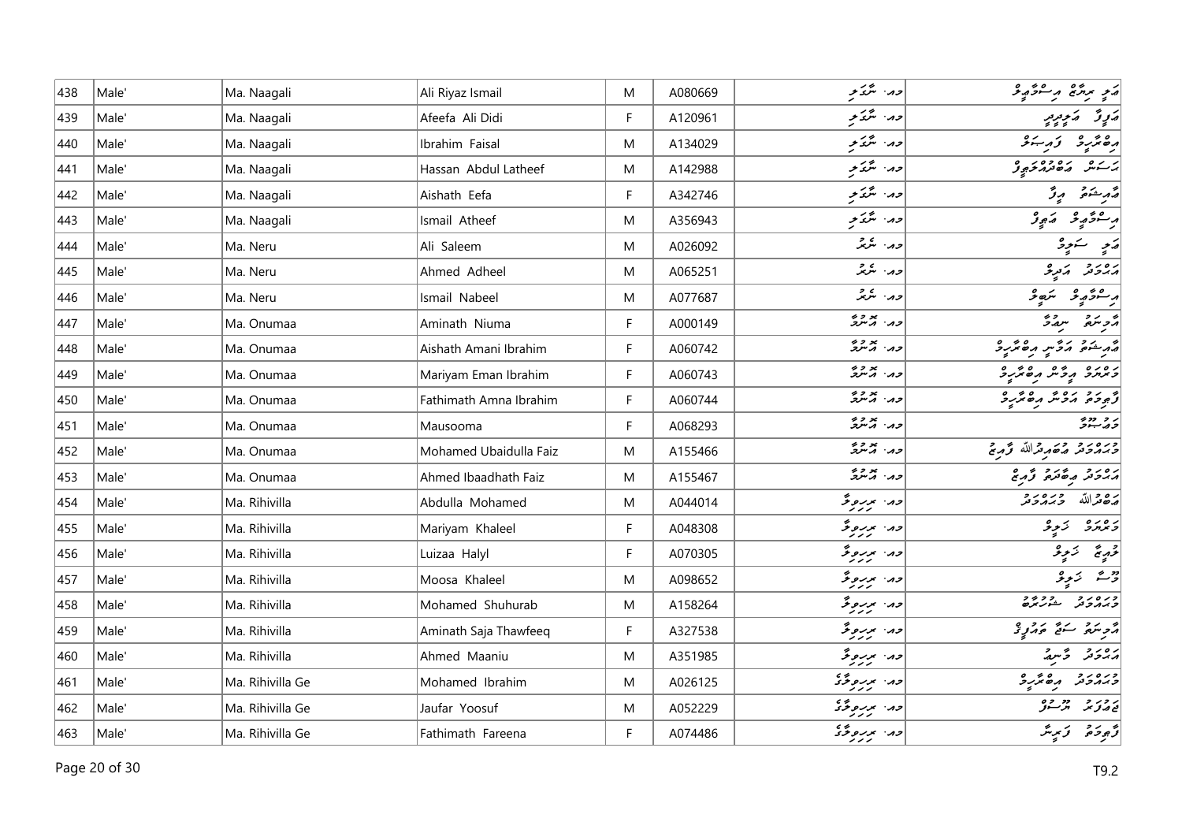| 438 | Male' | Ma. Naagali | Ali Riyaz Ismail | M | A080669 | މއ. ނާގަލި | އަލި ރިޔާޒް އިސްމާއިލް |
|---|---|---|---|---|---|---|---|
| 439 | Male' | Ma. Naagali | Afeefa Ali Didi | F | A120961 | މއ. ނާގަލި | އަފީފާ އަލިދީދީ |
| 440 | Male' | Ma. Naagali | Ibrahim Faisal | M | A134029 | މއ. ނާގަލި | އިބްރާހީމް ފައިސަލް |
| 441 | Male' | Ma. Naagali | Hassan Abdul Latheef | M | A142988 | މއ. ނާގަލި | ޙަސަން ޢަބްދުއްލަޠީފް |
| 442 | Male' | Ma. Naagali | Aishath Eefa | F | A342746 | މއ. ނާގަލި | ޢާއިޝަތު އީފާ |
| 443 | Male' | Ma. Naagali | Ismail Atheef | M | A356943 | މއ. ނާގަލި | އިސްމާއިލް އަތީފް |
| 444 | Male' | Ma. Neru | Ali Saleem | M | A026092 | މއ. ނެރު | އަލި ސަލީމް |
| 445 | Male' | Ma. Neru | Ahmed Adheel | M | A065251 | މއ. ނެރު | އަޙްމަދު އަދީލް |
| 446 | Male' | Ma. Neru | Ismail Nabeel | M | A077687 | މއ. ނެރު | އިސްމާއިލް ނަބީލް |
| 447 | Male' | Ma. Onumaa | Aminath Niuma | F | A000149 | މއ. އޮނުމާ | އާމިނަތު ނިޢުމާ |
| 448 | Male' | Ma. Onumaa | Aishath Amani Ibrahim | F | A060742 | މއ. އޮނުމާ | ޢާއިޝަތު އަމާނީ އިބްރާހީމް |
| 449 | Male' | Ma. Onumaa | Mariyam Eman Ibrahim | F | A060743 | މއ. އޮނުމާ | މަރިޔަމް އީމާން އިބްރާހީމް |
| 450 | Male' | Ma. Onumaa | Fathimath Amna Ibrahim | F | A060744 | މއ. އޮނުމާ | ފާތިމަތު އަމްނާ އިބްރާހީމް |
| 451 | Male' | Ma. Onumaa | Mausooma | F | A068293 | މއ. އޮނުމާ | މައުޞޫމާ |
| 452 | Male' | Ma. Onumaa | Mohamed Ubaidulla Faiz | M | A155466 | މއ. އޮނުމާ | މުޙައްމަދު ޢުބައިދުﷲ ފާއިޒް |
| 453 | Male' | Ma. Onumaa | Ahmed Ibaadhath Faiz | M | A155467 | މއ. އޮނުމާ | އަޙްމަދު އިބާދަތު ފާއިޒް |
| 454 | Male' | Ma. Rihivilla | Abdulla Mohamed | M | A044014 | މއ. ރިހިވިލާ | ޢަބްދުﷲ މުޙައްމަދު |
| 455 | Male' | Ma. Rihivilla | Mariyam Khaleel | F | A048308 | މއ. ރިހިވިލާ | މަރިޔަމް ޚަލީލް |
| 456 | Male' | Ma. Rihivilla | Luizaa Halyl | F | A070305 | މއ. ރިހިވިލާ | ލުއިޒާ ހަލީލް |
| 457 | Male' | Ma. Rihivilla | Moosa Khaleel | M | A098652 | މއ. ރިހިވިލާ | މޫސާ ޚަލީލް |
| 458 | Male' | Ma. Rihivilla | Mohamed Shuhurab | M | A158264 | މއ. ރިހިވިލާ | މުޙައްމަދު ޝުހުރަބް |
| 459 | Male' | Ma. Rihivilla | Aminath Saja Thawfeeq | F | A327538 | މއ. ރިހިވިލާ | އާމިނަތު ސަޖާ ތައުފީޤު |
| 460 | Male' | Ma. Rihivilla | Ahmed Maaniu | M | A351985 | މއ. ރިހިވިލާ | އަޙްމަދު މާނިއު |
| 461 | Male' | Ma. Rihivilla Ge | Mohamed Ibrahim | M | A026125 | މއ. ރިހިވިލާގެ | މުޙައްމަދު އިބްރާހީމް |
| 462 | Male' | Ma. Rihivilla Ge | Jaufar Yoosuf | M | A052229 | މއ. ރިހިވިލާގެ | ޖައުފަރު ޔޫސުފް |
| 463 | Male' | Ma. Rihivilla Ge | Fathimath Fareena | F | A074486 | މއ. ރިހިވިލާގެ | ފާތިމަތު ފަރީނާ |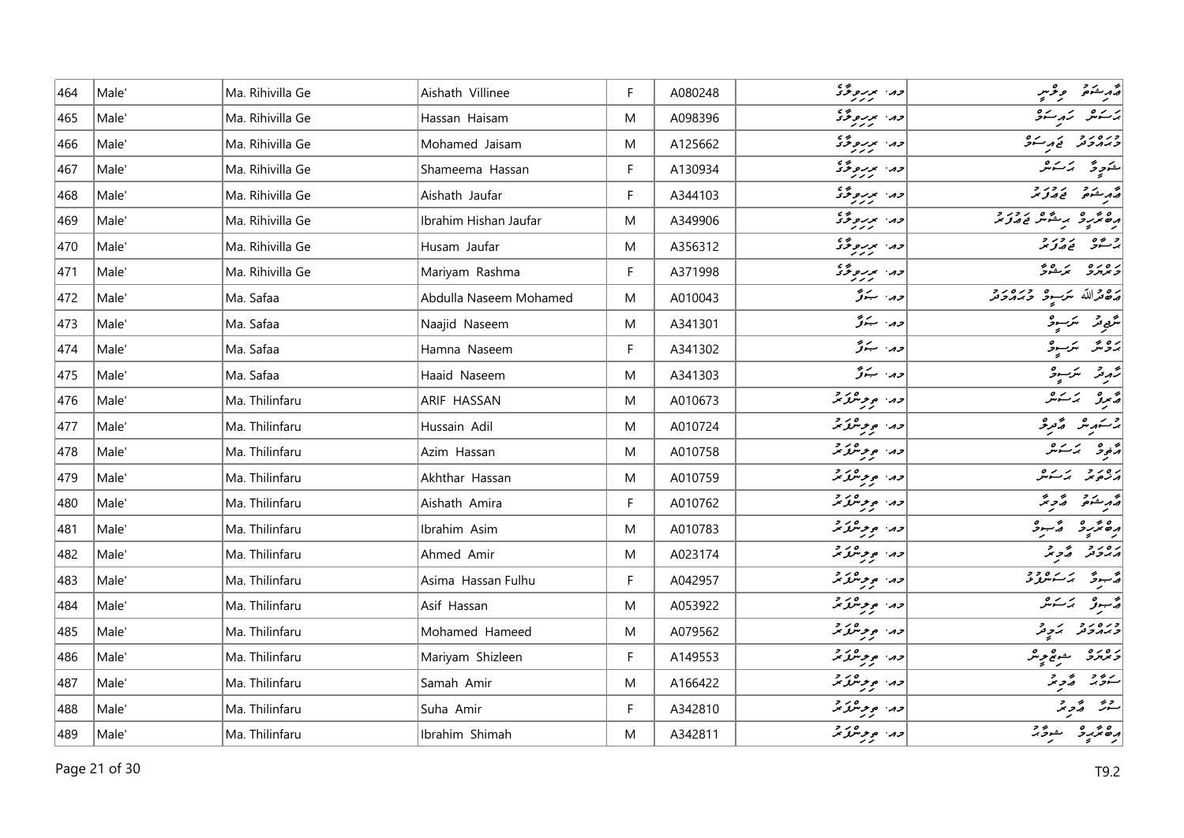| 464 | Male' | Ma. Rihivilla Ge | Aishath Villinee | F | A080248 | މއ. ރިހިވިލާގެ | އައިޝަތު ވިލިނީ |
|---|---|---|---|---|---|---|---|
| 465 | Male' | Ma. Rihivilla Ge | Hassan Haisam | M | A098396 | މއ. ރިހިވިލާގެ | ހަސަން ހައިސަމް |
| 466 | Male' | Ma. Rihivilla Ge | Mohamed Jaisam | M | A125662 | މއ. ރިހިވިލާގެ | މުހައްމަދު ޖައިސަމް |
| 467 | Male' | Ma. Rihivilla Ge | Shameema Hassan | F | A130934 | މއ. ރިހިވިލާގެ | ޝަމީމާ ހަސަން |
| 468 | Male' | Ma. Rihivilla Ge | Aishath Jaufar | F | A344103 | މއ. ރިހިވިލާގެ | އައިޝަތު ޖައުފަރު |
| 469 | Male' | Ma. Rihivilla Ge | Ibrahim Hishan Jaufar | M | A349906 | މއ. ރިހިވިލާގެ | އިބްރާހިމް ހިޝާން ޖައުފަރު |
| 470 | Male' | Ma. Rihivilla Ge | Husam Jaufar | M | A356312 | މއ. ރިހިވިލާގެ | ހުސާމް ޖައުފަރު |
| 471 | Male' | Ma. Rihivilla Ge | Mariyam Rashma | F | A371998 | މއ. ރިހިވިލާގެ | މަރިޔަމް ރަޝްމާ |
| 472 | Male' | Ma. Safaa | Abdulla Naseem Mohamed | M | A010043 | މއ. ސަފާ | އަބްދުﷲ ނަސީމް މުހައްމަދު |
| 473 | Male' | Ma. Safaa | Naajid Naseem | M | A341301 | މއ. ސަފާ | ނާޖިދު ނަސީމް |
| 474 | Male' | Ma. Safaa | Hamna Naseem | F | A341302 | މއ. ސަފާ | ހަމްނާ ނަސީމް |
| 475 | Male' | Ma. Safaa | Haaid Naseem | M | A341303 | މއ. ސަފާ | ހާއިދު ނަސީމް |
| 476 | Male' | Ma. Thilinfaru | ARIF HASSAN | M | A010673 | މއ. ތިލިންފަރު | އާރިފް ހަސަން |
| 477 | Male' | Ma. Thilinfaru | Hussain Adil | M | A010724 | މއ. ތިލިންފަރު | ހުސައިން އާދިލް |
| 478 | Male' | Ma. Thilinfaru | Azim Hassan | M | A010758 | މއ. ތިލިންފަރު | އާޒިމް ހަސަން |
| 479 | Male' | Ma. Thilinfaru | Akhthar Hassan | M | A010759 | މއ. ތިލިންފަރު | އަޚްތަރު ހަސަން |
| 480 | Male' | Ma. Thilinfaru | Aishath Amira | F | A010762 | މއ. ތިލިންފަރު | އައިޝަތު އާމިރާ |
| 481 | Male' | Ma. Thilinfaru | Ibrahim Asim | M | A010783 | މއ. ތިލިންފަރު | އިބްރާހިމް އާސިމް |
| 482 | Male' | Ma. Thilinfaru | Ahmed Amir | M | A023174 | މއ. ތިލިންފަރު | އަހްމަދު އާމިރު |
| 483 | Male' | Ma. Thilinfaru | Asima Hassan Fulhu | F | A042957 | މއ. ތިލިންފަރު | އާސިމާ ހަސަންފުޅު |
| 484 | Male' | Ma. Thilinfaru | Asif Hassan | M | A053922 | މއ. ތިލިންފަރު | އާސިފް ހަސަން |
| 485 | Male' | Ma. Thilinfaru | Mohamed Hameed | M | A079562 | މއ. ތިލިންފަރު | މުހައްމަދު ހަމީދު |
| 486 | Male' | Ma. Thilinfaru | Mariyam Shizleen | F | A149553 | މއ. ތިލިންފަރު | މަރިޔަމް ޝިޒްލީން |
| 487 | Male' | Ma. Thilinfaru | Samah Amir | M | A166422 | މއ. ތިލިންފަރު | ސަމާހު އާމިރު |
| 488 | Male' | Ma. Thilinfaru | Suha Amir | F | A342810 | މއ. ތިލިންފަރު | ސުހާ އާމިރު |
| 489 | Male' | Ma. Thilinfaru | Ibrahim Shimah | M | A342811 | މއ. ތިލިންފަރު | އިބްރާހިމް ޝިމާހު |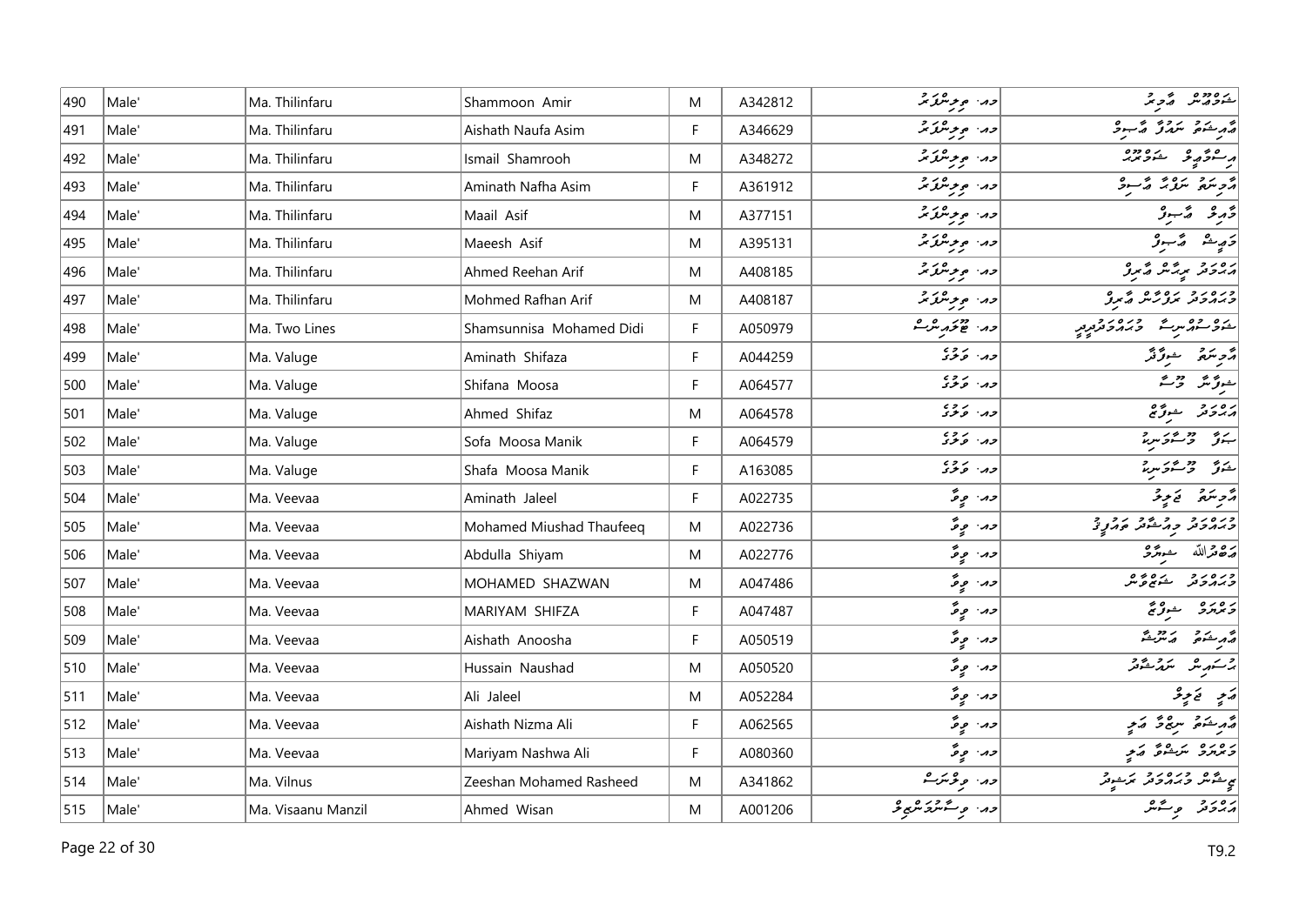| 490 | Male' | Ma. Thilinfaru | Shammoon Amir | M | A342812 | މަ. ތިލިންފަރު | ޝައްމޫން އާމިރު |
|---|---|---|---|---|---|---|---|
| 491 | Male' | Ma. Thilinfaru | Aishath Naufa Asim | F | A346629 | މަ. ތިލިންފަރު | އައިޝަތު ނައުފާ އާސިމް |
| 492 | Male' | Ma. Thilinfaru | Ismail Shamrooh | M | A348272 | މަ. ތިލިންފަރު | އިސްމާއީލް ޝަމްރޫހު |
| 493 | Male' | Ma. Thilinfaru | Aminath Nafha Asim | F | A361912 | މަ. ތިލިންފަރު | އާމިނަތު ނަފްހާ އާސިމް |
| 494 | Male' | Ma. Thilinfaru | Maail Asif | M | A377151 | މަ. ތިލިންފަރު | މާއިލް އާސިފް |
| 495 | Male' | Ma. Thilinfaru | Maeesh Asif | M | A395131 | މަ. ތިލިންފަރު | މައީޝް އާސިފް |
| 496 | Male' | Ma. Thilinfaru | Ahmed Reehan Arif | M | A408185 | މަ. ތިލިންފަރު | އަހްމަދު ރީހާން އާރިފް |
| 497 | Male' | Ma. Thilinfaru | Mohmed Rafhan Arif | M | A408187 | މަ. ތިލިންފަރު | މުހައްމަދު ރަފްހާން އާރިފް |
| 498 | Male' | Ma. Two Lines | Shamsunnisa Mohamed Didi | F | A050979 | މަ. ޓޫލައިންސް | ޝަމްސުންނިސާ މުހައްމަދުދީދީ |
| 499 | Male' | Ma. Valuge | Aminath Shifaza | F | A044259 | މަ. ވަލުގެ | އާމިނަތު ޝިފާޒާ |
| 500 | Male' | Ma. Valuge | Shifana Moosa | F | A064577 | މަ. ވަލުގެ | ޝިފާނާ މޫސާ |
| 501 | Male' | Ma. Valuge | Ahmed Shifaz | M | A064578 | މަ. ވަލުގެ | އަހްމަދު ޝިފާޒް |
| 502 | Male' | Ma. Valuge | Sofa Moosa Manik | F | A064579 | މަ. ވަލުގެ | ސޯފާ މޫސާމަނިކު |
| 503 | Male' | Ma. Valuge | Shafa Moosa Manik | F | A163085 | މަ. ވަލުގެ | ޝަފާ މޫސާމަނިކު |
| 504 | Male' | Ma. Veevaa | Aminath Jaleel | F | A022735 | މަ. ވީވާ | އާމިނަތު ޖަލީލް |
| 505 | Male' | Ma. Veevaa | Mohamed Miushad Thaufeeq | M | A022736 | މަ. ވީވާ | މުހައްމަދު މިއުޝާދު ތައުފީޤު |
| 506 | Male' | Ma. Veevaa | Abdulla Shiyam | M | A022776 | މަ. ވީވާ | އަބްދުﷲ ޝިޔާމް |
| 507 | Male' | Ma. Veevaa | MOHAMED SHAZWAN | M | A047486 | މަ. ވީވާ | މުހައްމަދު ޝަޒްވާން |
| 508 | Male' | Ma. Veevaa | MARIYAM SHIFZA | F | A047487 | މަ. ވީވާ | މަރިޔަމް ޝިފްޒާ |
| 509 | Male' | Ma. Veevaa | Aishath Anoosha | F | A050519 | މަ. ވީވާ | އައިޝަތު އަނޫޝާ |
| 510 | Male' | Ma. Veevaa | Hussain Naushad | M | A050520 | މަ. ވީވާ | ހުސައިން ނައުޝާދު |
| 511 | Male' | Ma. Veevaa | Ali Jaleel | M | A052284 | މަ. ވީވާ | އަލި ޖަލީލް |
| 512 | Male' | Ma. Veevaa | Aishath Nizma Ali | F | A062565 | މަ. ވީވާ | އައިޝަތު ނިޒްމާ އަލި |
| 513 | Male' | Ma. Veevaa | Mariyam Nashwa Ali | F | A080360 | މަ. ވީވާ | މަރިޔަމް ނަޝްވާ އަލި |
| 514 | Male' | Ma. Vilnus | Zeeshan Mohamed Rasheed | M | A341862 | މަ. ވިލްނަސް | ޒީޝާން މުހައްމަދު ރަޝީދު |
| 515 | Male' | Ma. Visaanu Manzil | Ahmed Wisan | M | A001206 | މަ. ވިސާނުމަންޒިލް | އަހްމަދު ވިސާން |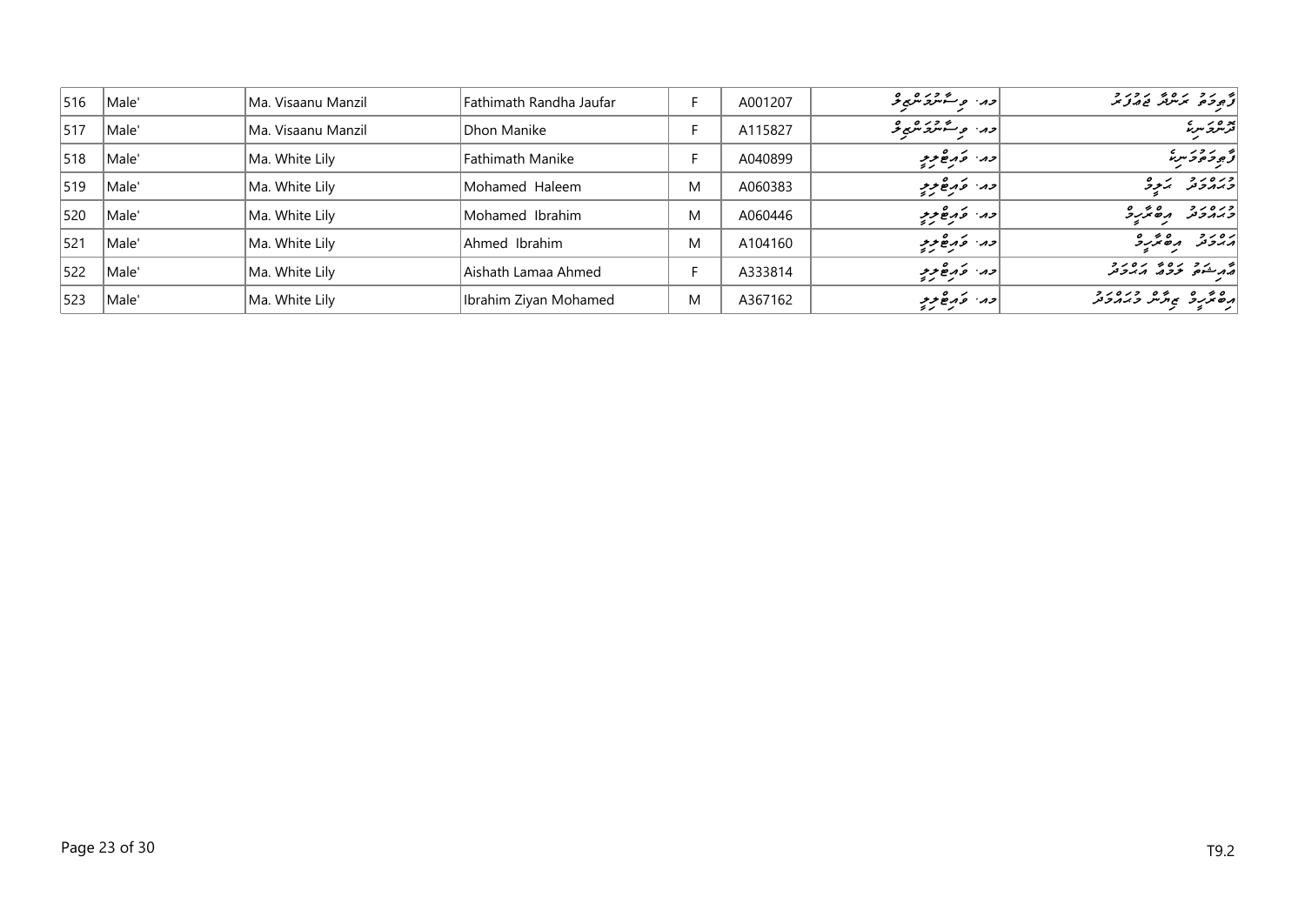| 516 | Male' | Ma. Visaanu Manzil | Fathimath Randha Jaufar | F | A001207 | މއ. ވިސާނުމަންޒިލް | ފާތިމަތު ރަންދާ ޖައުފަރު |
|---|---|---|---|---|---|---|---|
| 517 | Male' | Ma. Visaanu Manzil | Dhon Manike | F | A115827 | މއ. ވިސާނުމަންޒިލް | ދޮންމަނިކެ |
| 518 | Male' | Ma. White Lily | Fathimath Manike | F | A040899 | މއ. ވައިޓްލިލީ | ފާތިމަތުމަނިކެ |
| 519 | Male' | Ma. White Lily | Mohamed Haleem | M | A060383 | މއ. ވައިޓްލިލީ | މުހައްމަދު ހަލީމް |
| 520 | Male' | Ma. White Lily | Mohamed Ibrahim | M | A060446 | މއ. ވައިޓްލިލީ | މުހައްމަދު އިބްރާހީމް |
| 521 | Male' | Ma. White Lily | Ahmed Ibrahim | M | A104160 | މއ. ވައިޓްލިލީ | އަހުމަދު އިބްރާހީމް |
| 522 | Male' | Ma. White Lily | Aishath Lamaa Ahmed | F | A333814 | މއ. ވައިޓްލިލީ | އާއިޝަތު ލަމާ އަހުމަދު |
| 523 | Male' | Ma. White Lily | Ibrahim Ziyan Mohamed | M | A367162 | މއ. ވައިޓްލިލީ | އިބްރާހީމް ޒިޔާން މުހައްމަދު |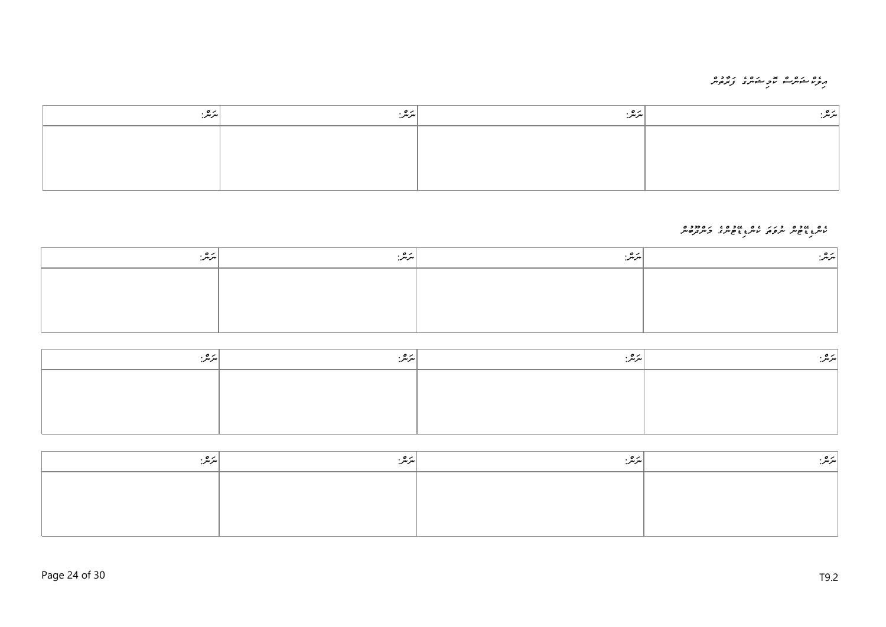## ދިވެހިރާއްޖޭގެ ރަސްމީ ބަހަށް ތަރުޖަމާކުރެވޭ

| ނަން: | ނަން: | ނަން: | ނަން: |
|---|---|---|---|
| | | | |

## ކުންފުނީގެ ޙިއްޞާ ގަތުމަށް ތަފްސީލު ހުށަހަޅާ

| ނަން: | ނަން: | ނަން: | ނަން: |
|---|---|---|---|
| | | | |

| ނަން: | ނަން: | ނަން: | ނަން: |
|---|---|---|---|
| | | | |

| ނަން: | ނަން: | ނަން: | ނަން: |
|---|---|---|---|
| | | | |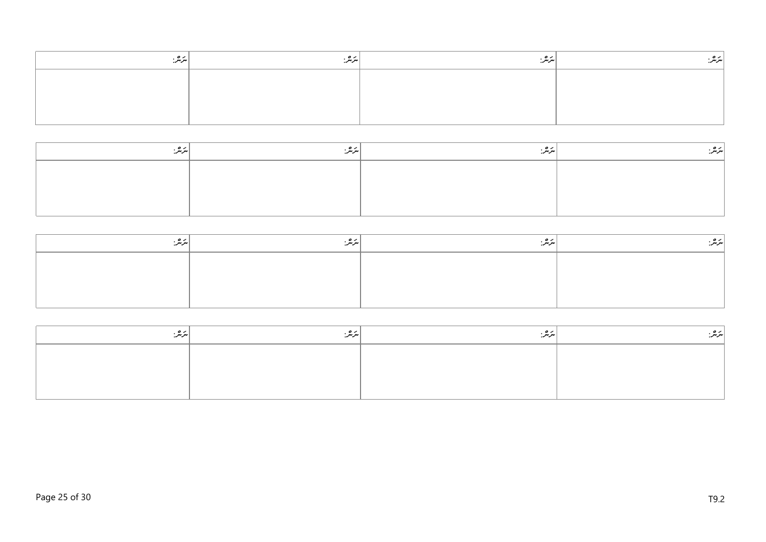| ޝަރުޙު: | ޝަރުޙު: | ޝަރުޙު: | ޝަރުޙު: |
|---|---|---|---|
| | | | |

| ޝަރުޙު: | ޝަރުޙު: | ޝަރުޙު: | ޝަރުޙު: |
|---|---|---|---|
| | | | |

| ޝަރުޙު: | ޝަރުޙު: | ޝަރުޙު: | ޝަރުޙު: |
|---|---|---|---|
| | | | |

| ޝަރުޙު: | ޝަރުޙު: | ޝަރުޙު: | ޝަރުޙު: |
|---|---|---|---|
| | | | |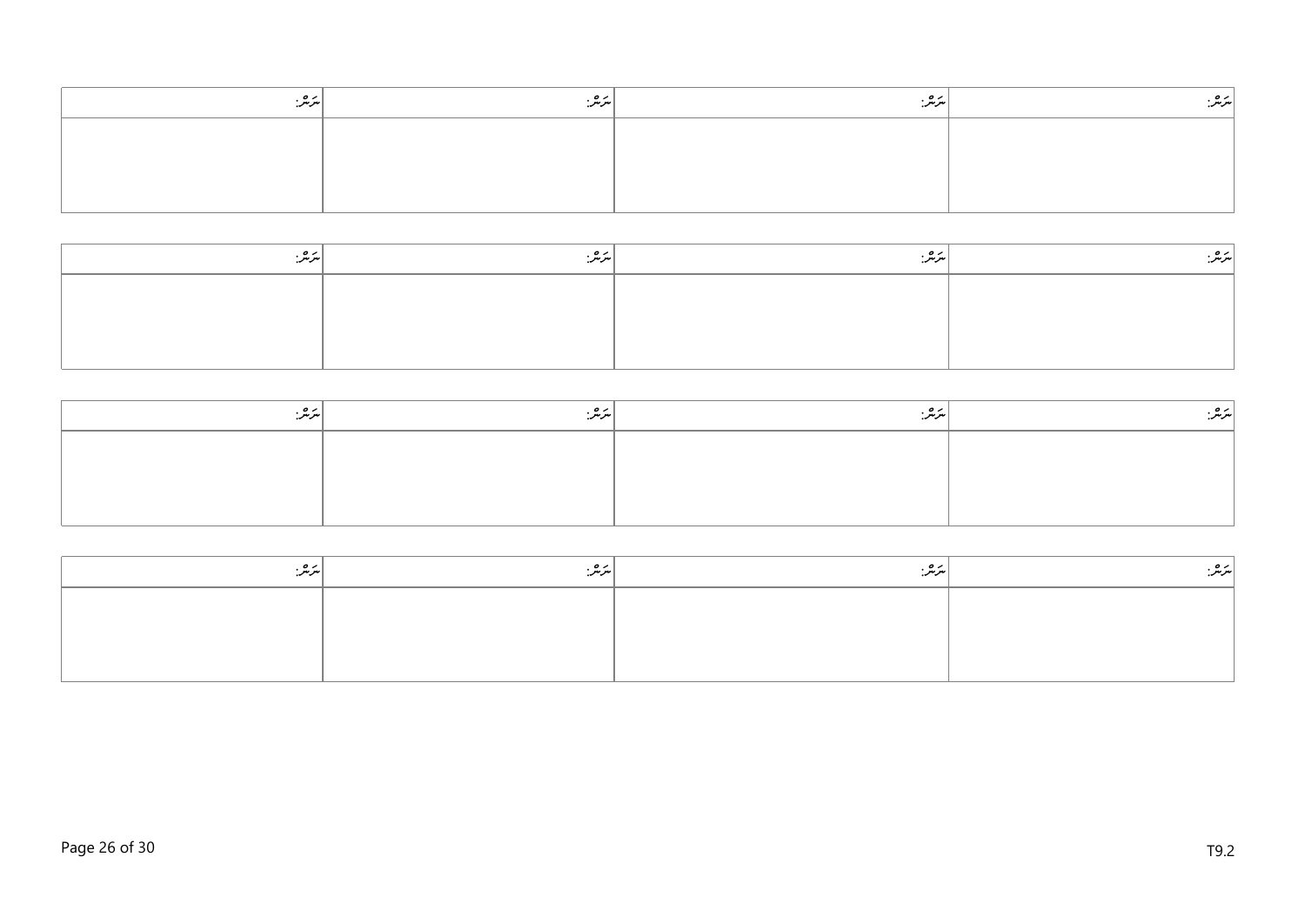| ނަންބަރު: | ނަންބަރު: | ނަންބަރު: | ނަންބަރު: |
|---|---|---|---|
| | | | |

| ނަންބަރު: | ނަންބަރު: | ނަންބަރު: | ނަންބަރު: |
|---|---|---|---|
| | | | |

| ނަންބަރު: | ނަންބަރު: | ނަންބަރު: | ނަންބަރު: |
|---|---|---|---|
| | | | |

| ނަންބަރު: | ނަންބަރު: | ނަންބަރު: | ނަންބަރު: |
|---|---|---|---|
| | | | |

T9.2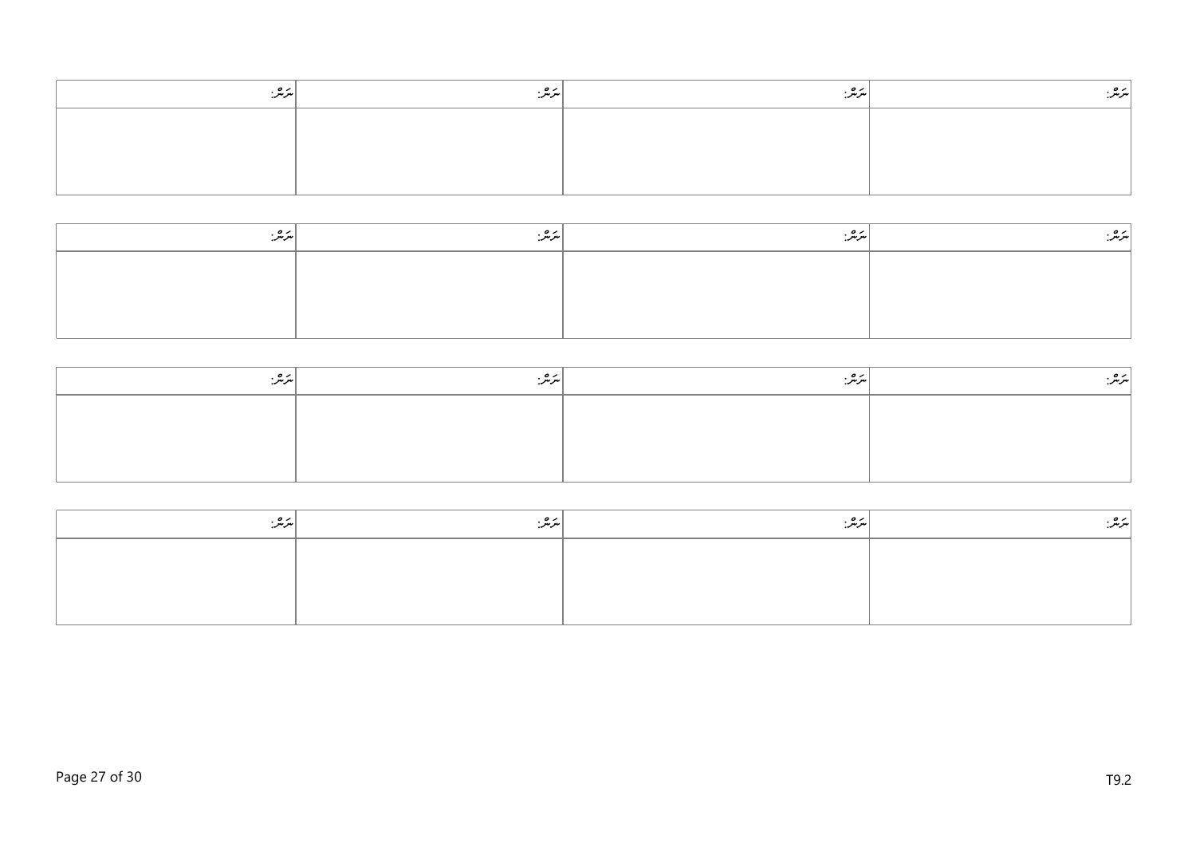| ނަރަށް: | ނަރަށް: | ނަރަށް: | ނަރަށް: |
|---|---|---|---|
| | | | |

| ނަރަށް: | ނަރަށް: | ނަރަށް: | ނަރަށް: |
|---|---|---|---|
| | | | |

| ނަރަށް: | ނަރަށް: | ނަރަށް: | ނަރަށް: |
|---|---|---|---|
| | | | |

| ނަރަށް: | ނަރަށް: | ނަރަށް: | ނަރަށް: |
|---|---|---|---|
| | | | |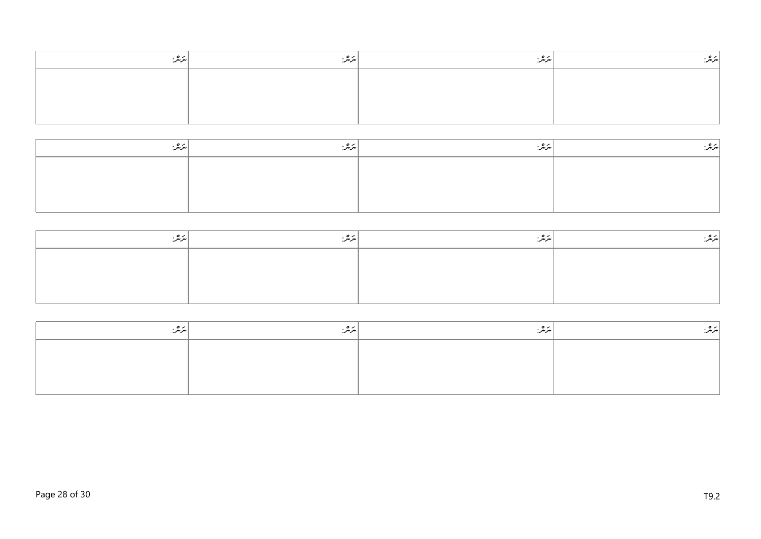| ނަރުދ: | ނަރުދ: | ނަރުދ: | ނަރުދ: |
| --- | --- | --- | --- |
| | | | |

| ނަރުދ: | ނަރުދ: | ނަރުދ: | ނަރުދ: |
| --- | --- | --- | --- |
| | | | |

| ނަރުދ: | ނަރުދ: | ނަރުދ: | ނަރުދ: |
| --- | --- | --- | --- |
| | | | |

| ނަރުދ: | ނަރުދ: | ނަރުދ: | ނަރުދ: |
| --- | --- | --- | --- |
| | | | |

T9.2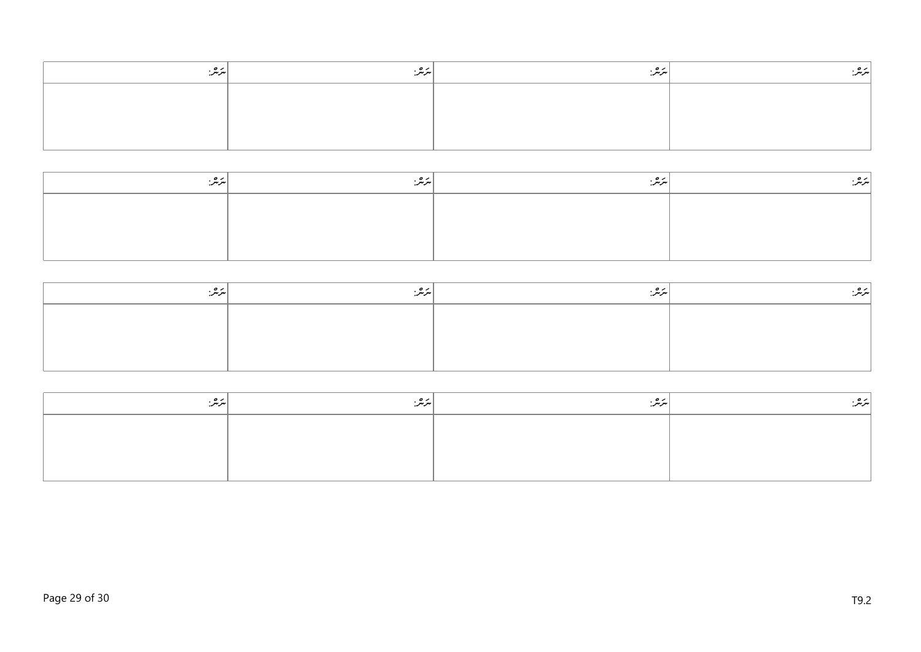| ىَرَسْ: | ىَرَسْ: | ىَرَسْ: | ىَرَسْ: |
| --- | --- | --- | --- |
| | | | |

| ىَرَسْ: | ىَرَسْ: | ىَرَسْ: | ىَرَسْ: |
| --- | --- | --- | --- |
| | | | |

| ىَرَسْ: | ىَرَسْ: | ىَرَسْ: | ىَرَسْ: |
| --- | --- | --- | --- |
| | | | |

| ىَرَسْ: | ىَرَسْ: | ىَرَسْ: | ىَرَسْ: |
| --- | --- | --- | --- |
| | | | |

T9.2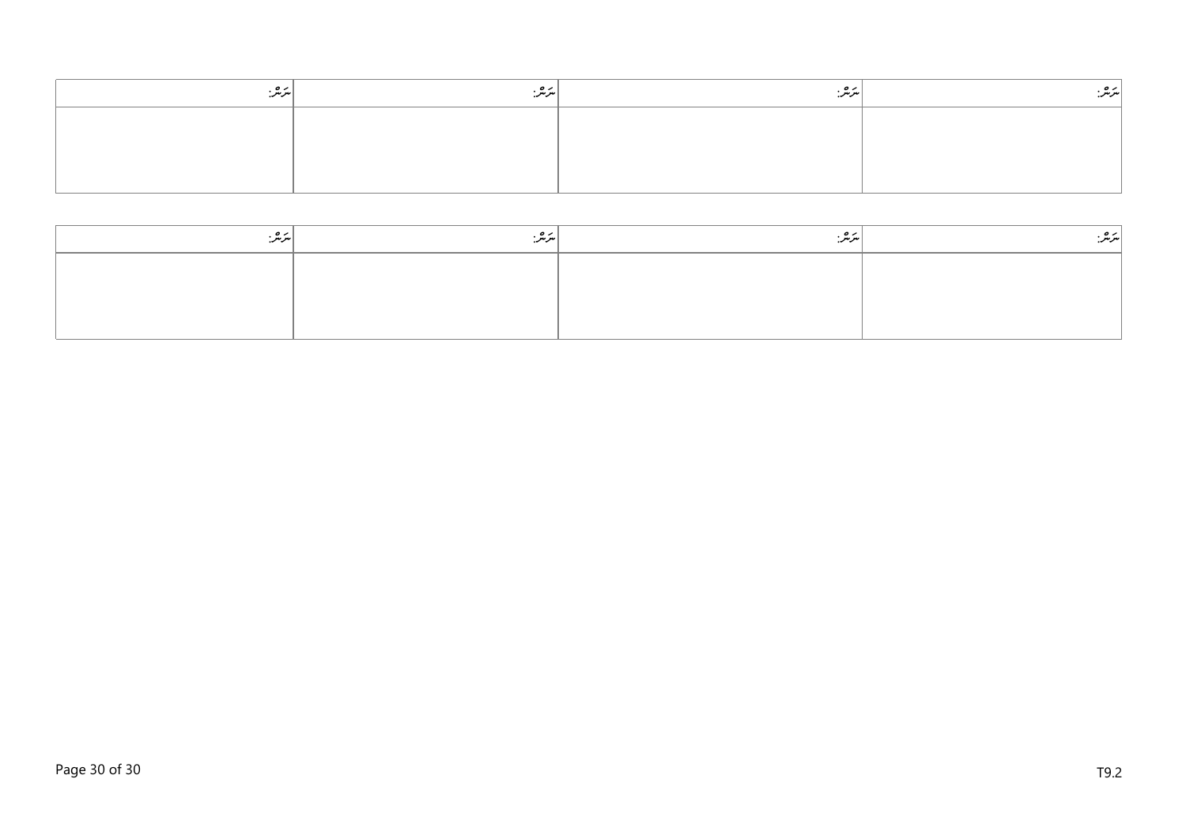| ىَرَسُ: | ىَرَسُ: | ىَرَسُ: | ىَرَسُ: |
|---|---|---|---|
| | | | |

| ىَرَسُ: | ىَرَسُ: | ىَرَسُ: | ىَرَسُ: |
|---|---|---|---|
| | | | |

T9.2